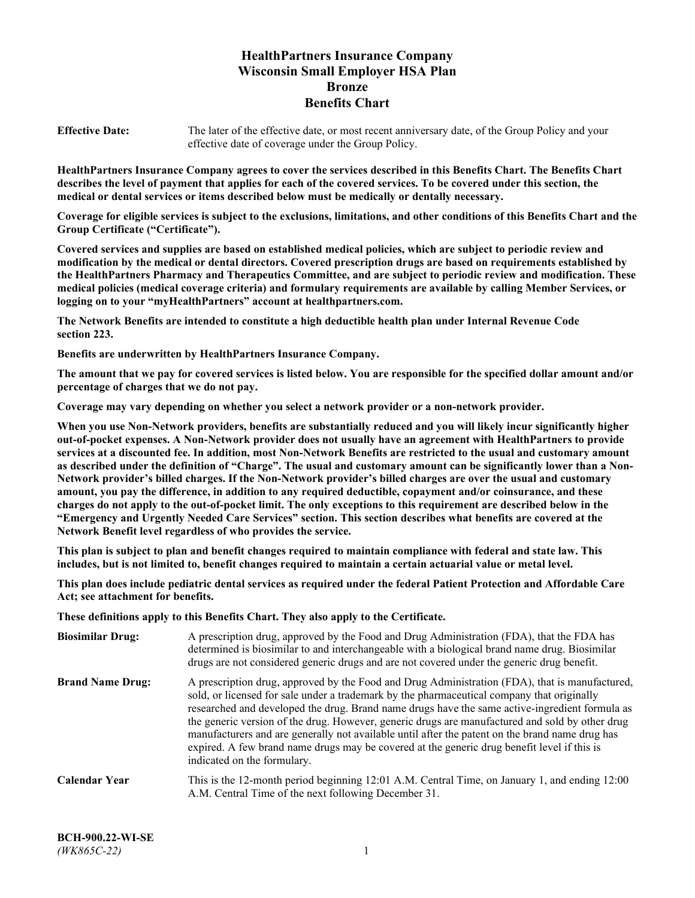# HealthPartners Insurance Company
# Wisconsin Small Employer HSA Plan
# Bronze
# Benefits Chart

**Effective Date:** The later of the effective date, or most recent anniversary date, of the Group Policy and your effective date of coverage under the Group Policy.

**HealthPartners Insurance Company agrees to cover the services described in this Benefits Chart. The Benefits Chart describes the level of payment that applies for each of the covered services. To be covered under this section, the medical or dental services or items described below must be medically or dentally necessary.**

**Coverage for eligible services is subject to the exclusions, limitations, and other conditions of this Benefits Chart and the Group Certificate ("Certificate").**

**Covered services and supplies are based on established medical policies, which are subject to periodic review and modification by the medical or dental directors. Covered prescription drugs are based on requirements established by the HealthPartners Pharmacy and Therapeutics Committee, and are subject to periodic review and modification. These medical policies (medical coverage criteria) and formulary requirements are available by calling Member Services, or logging on to your "myHealthPartners" account at healthpartners.com.**

**The Network Benefits are intended to constitute a high deductible health plan under Internal Revenue Code section 223.**

**Benefits are underwritten by HealthPartners Insurance Company.**

**The amount that we pay for covered services is listed below. You are responsible for the specified dollar amount and/or percentage of charges that we do not pay.**

**Coverage may vary depending on whether you select a network provider or a non-network provider.**

**When you use Non-Network providers, benefits are substantially reduced and you will likely incur significantly higher out-of-pocket expenses. A Non-Network provider does not usually have an agreement with HealthPartners to provide services at a discounted fee. In addition, most Non-Network Benefits are restricted to the usual and customary amount as described under the definition of "Charge". The usual and customary amount can be significantly lower than a Non-Network provider's billed charges. If the Non-Network provider's billed charges are over the usual and customary amount, you pay the difference, in addition to any required deductible, copayment and/or coinsurance, and these charges do not apply to the out-of-pocket limit. The only exceptions to this requirement are described below in the "Emergency and Urgently Needed Care Services" section. This section describes what benefits are covered at the Network Benefit level regardless of who provides the service.**

**This plan is subject to plan and benefit changes required to maintain compliance with federal and state law. This includes, but is not limited to, benefit changes required to maintain a certain actuarial value or metal level.**

**This plan does include pediatric dental services as required under the federal Patient Protection and Affordable Care Act; see attachment for benefits.**

**These definitions apply to this Benefits Chart. They also apply to the Certificate.**

**Biosimilar Drug:** A prescription drug, approved by the Food and Drug Administration (FDA), that the FDA has determined is biosimilar to and interchangeable with a biological brand name drug. Biosimilar drugs are not considered generic drugs and are not covered under the generic drug benefit.

**Brand Name Drug:** A prescription drug, approved by the Food and Drug Administration (FDA), that is manufactured, sold, or licensed for sale under a trademark by the pharmaceutical company that originally researched and developed the drug. Brand name drugs have the same active-ingredient formula as the generic version of the drug. However, generic drugs are manufactured and sold by other drug manufacturers and are generally not available until after the patent on the brand name drug has expired. A few brand name drugs may be covered at the generic drug benefit level if this is indicated on the formulary.

**Calendar Year** This is the 12-month period beginning 12:01 A.M. Central Time, on January 1, and ending 12:00 A.M. Central Time of the next following December 31.

**BCH-900.22-WI-SE**
*(WK865C-22)*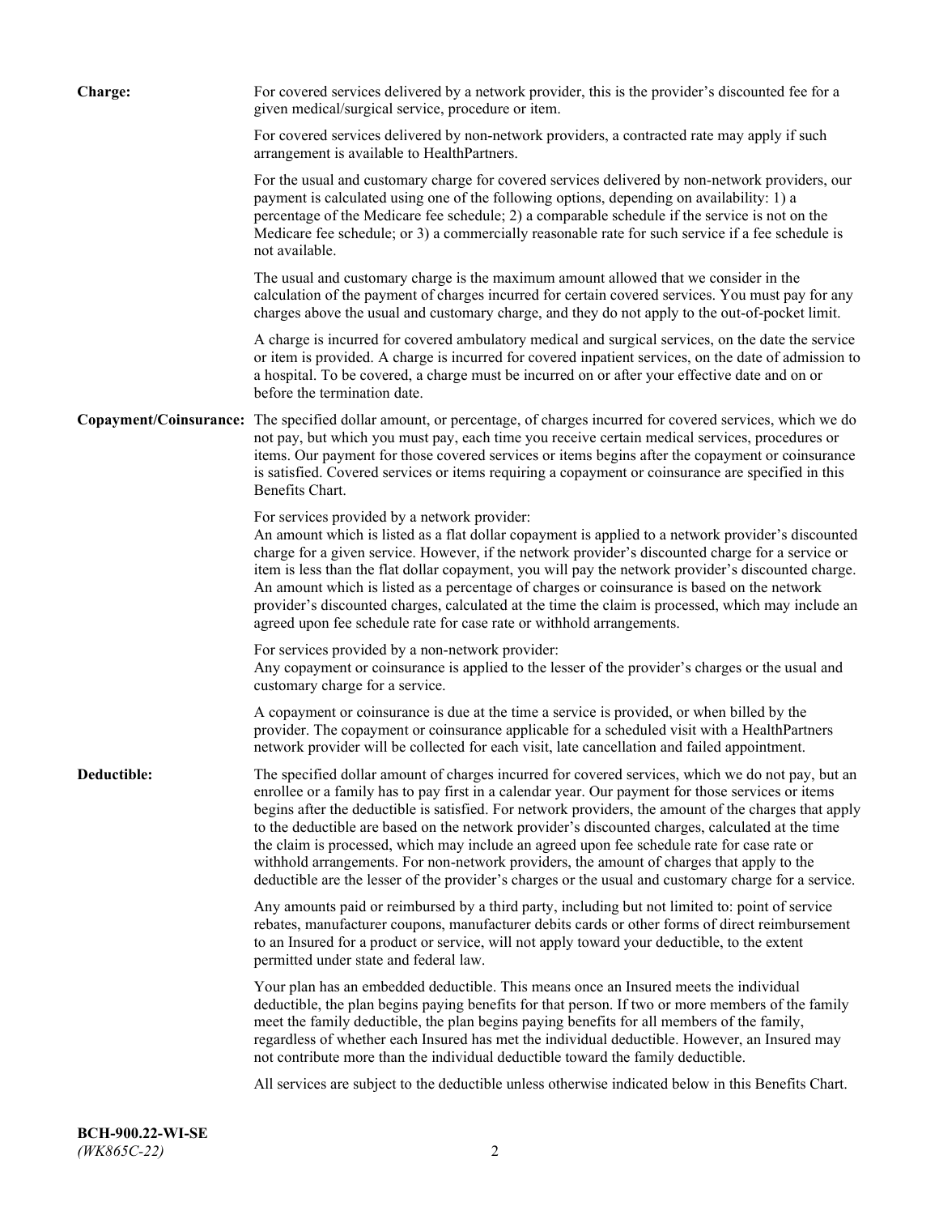**Charge:** For covered services delivered by a network provider, this is the provider's discounted fee for a given medical/surgical service, procedure or item.

For covered services delivered by non-network providers, a contracted rate may apply if such arrangement is available to HealthPartners.

For the usual and customary charge for covered services delivered by non-network providers, our payment is calculated using one of the following options, depending on availability: 1) a percentage of the Medicare fee schedule; 2) a comparable schedule if the service is not on the Medicare fee schedule; or 3) a commercially reasonable rate for such service if a fee schedule is not available.

The usual and customary charge is the maximum amount allowed that we consider in the calculation of the payment of charges incurred for certain covered services. You must pay for any charges above the usual and customary charge, and they do not apply to the out-of-pocket limit.

A charge is incurred for covered ambulatory medical and surgical services, on the date the service or item is provided. A charge is incurred for covered inpatient services, on the date of admission to a hospital. To be covered, a charge must be incurred on or after your effective date and on or before the termination date.

**Copayment/Coinsurance:** The specified dollar amount, or percentage, of charges incurred for covered services, which we do not pay, but which you must pay, each time you receive certain medical services, procedures or items. Our payment for those covered services or items begins after the copayment or coinsurance is satisfied. Covered services or items requiring a copayment or coinsurance are specified in this Benefits Chart.

For services provided by a network provider:
An amount which is listed as a flat dollar copayment is applied to a network provider's discounted charge for a given service. However, if the network provider's discounted charge for a service or item is less than the flat dollar copayment, you will pay the network provider's discounted charge. An amount which is listed as a percentage of charges or coinsurance is based on the network provider's discounted charges, calculated at the time the claim is processed, which may include an agreed upon fee schedule rate for case rate or withhold arrangements.

For services provided by a non-network provider:
Any copayment or coinsurance is applied to the lesser of the provider's charges or the usual and customary charge for a service.

A copayment or coinsurance is due at the time a service is provided, or when billed by the provider. The copayment or coinsurance applicable for a scheduled visit with a HealthPartners network provider will be collected for each visit, late cancellation and failed appointment.

**Deductible:** The specified dollar amount of charges incurred for covered services, which we do not pay, but an enrollee or a family has to pay first in a calendar year. Our payment for those services or items begins after the deductible is satisfied. For network providers, the amount of the charges that apply to the deductible are based on the network provider's discounted charges, calculated at the time the claim is processed, which may include an agreed upon fee schedule rate for case rate or withhold arrangements. For non-network providers, the amount of charges that apply to the deductible are the lesser of the provider's charges or the usual and customary charge for a service.

Any amounts paid or reimbursed by a third party, including but not limited to: point of service rebates, manufacturer coupons, manufacturer debits cards or other forms of direct reimbursement to an Insured for a product or service, will not apply toward your deductible, to the extent permitted under state and federal law.

Your plan has an embedded deductible. This means once an Insured meets the individual deductible, the plan begins paying benefits for that person. If two or more members of the family meet the family deductible, the plan begins paying benefits for all members of the family, regardless of whether each Insured has met the individual deductible. However, an Insured may not contribute more than the individual deductible toward the family deductible.

All services are subject to the deductible unless otherwise indicated below in this Benefits Chart.

**BCH-900.22-WI-SE**
*(WK865C-22)*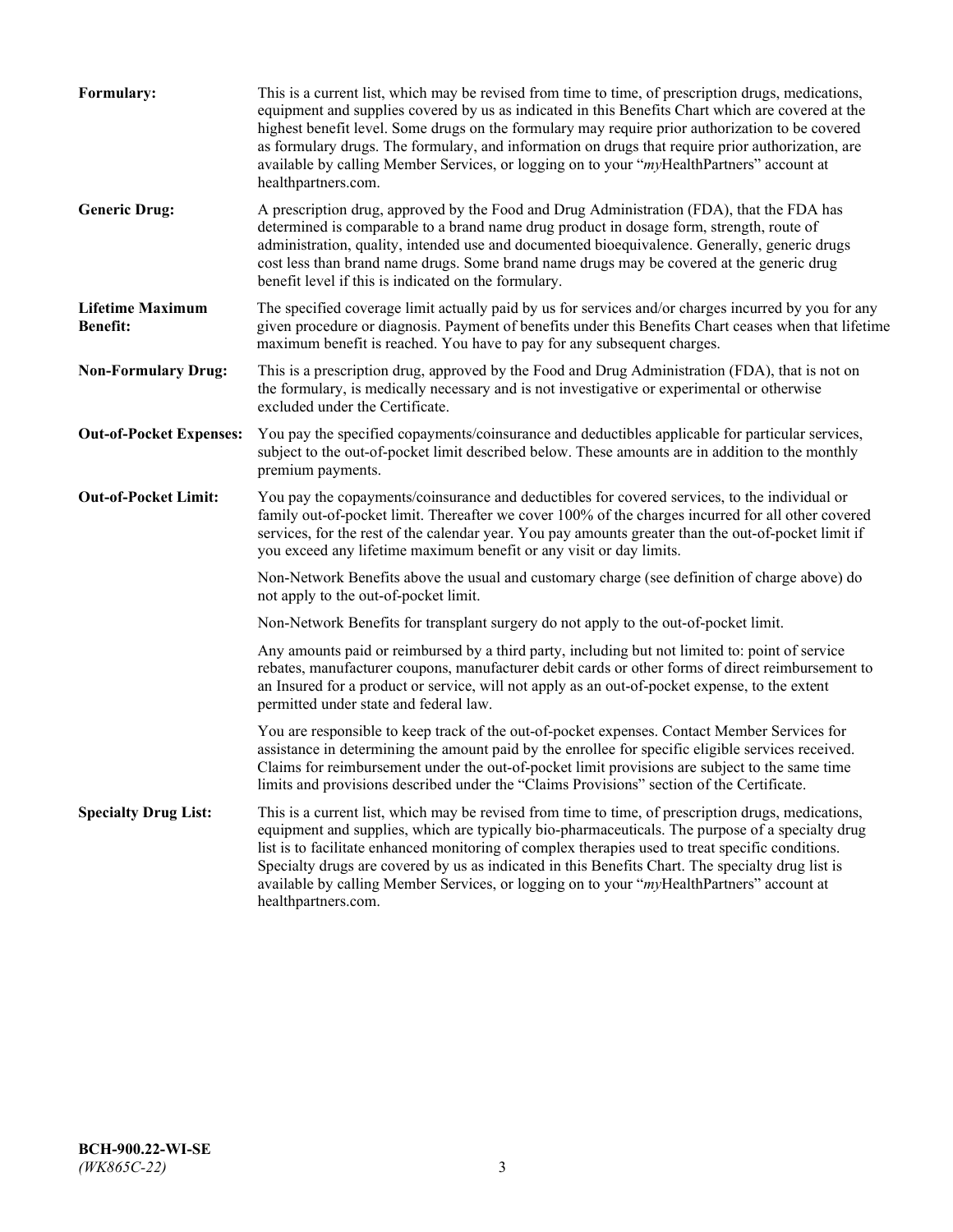**Formulary:** This is a current list, which may be revised from time to time, of prescription drugs, medications, equipment and supplies covered by us as indicated in this Benefits Chart which are covered at the highest benefit level. Some drugs on the formulary may require prior authorization to be covered as formulary drugs. The formulary, and information on drugs that require prior authorization, are available by calling Member Services, or logging on to your "*my*HealthPartners" account at healthpartners.com.

**Generic Drug:** A prescription drug, approved by the Food and Drug Administration (FDA), that the FDA has determined is comparable to a brand name drug product in dosage form, strength, route of administration, quality, intended use and documented bioequivalence. Generally, generic drugs cost less than brand name drugs. Some brand name drugs may be covered at the generic drug benefit level if this is indicated on the formulary.

**Lifetime Maximum Benefit:** The specified coverage limit actually paid by us for services and/or charges incurred by you for any given procedure or diagnosis. Payment of benefits under this Benefits Chart ceases when that lifetime maximum benefit is reached. You have to pay for any subsequent charges.

**Non-Formulary Drug:** This is a prescription drug, approved by the Food and Drug Administration (FDA), that is not on the formulary, is medically necessary and is not investigative or experimental or otherwise excluded under the Certificate.

**Out-of-Pocket Expenses:** You pay the specified copayments/coinsurance and deductibles applicable for particular services, subject to the out-of-pocket limit described below. These amounts are in addition to the monthly premium payments.

**Out-of-Pocket Limit:** You pay the copayments/coinsurance and deductibles for covered services, to the individual or family out-of-pocket limit. Thereafter we cover 100% of the charges incurred for all other covered services, for the rest of the calendar year. You pay amounts greater than the out-of-pocket limit if you exceed any lifetime maximum benefit or any visit or day limits.

Non-Network Benefits above the usual and customary charge (see definition of charge above) do not apply to the out-of-pocket limit.

Non-Network Benefits for transplant surgery do not apply to the out-of-pocket limit.

Any amounts paid or reimbursed by a third party, including but not limited to: point of service rebates, manufacturer coupons, manufacturer debit cards or other forms of direct reimbursement to an Insured for a product or service, will not apply as an out-of-pocket expense, to the extent permitted under state and federal law.

You are responsible to keep track of the out-of-pocket expenses. Contact Member Services for assistance in determining the amount paid by the enrollee for specific eligible services received. Claims for reimbursement under the out-of-pocket limit provisions are subject to the same time limits and provisions described under the "Claims Provisions" section of the Certificate.

**Specialty Drug List:** This is a current list, which may be revised from time to time, of prescription drugs, medications, equipment and supplies, which are typically bio-pharmaceuticals. The purpose of a specialty drug list is to facilitate enhanced monitoring of complex therapies used to treat specific conditions. Specialty drugs are covered by us as indicated in this Benefits Chart. The specialty drug list is available by calling Member Services, or logging on to your "*my*HealthPartners" account at healthpartners.com.

**BCH-900.22-WI-SE**
*(WK865C-22)*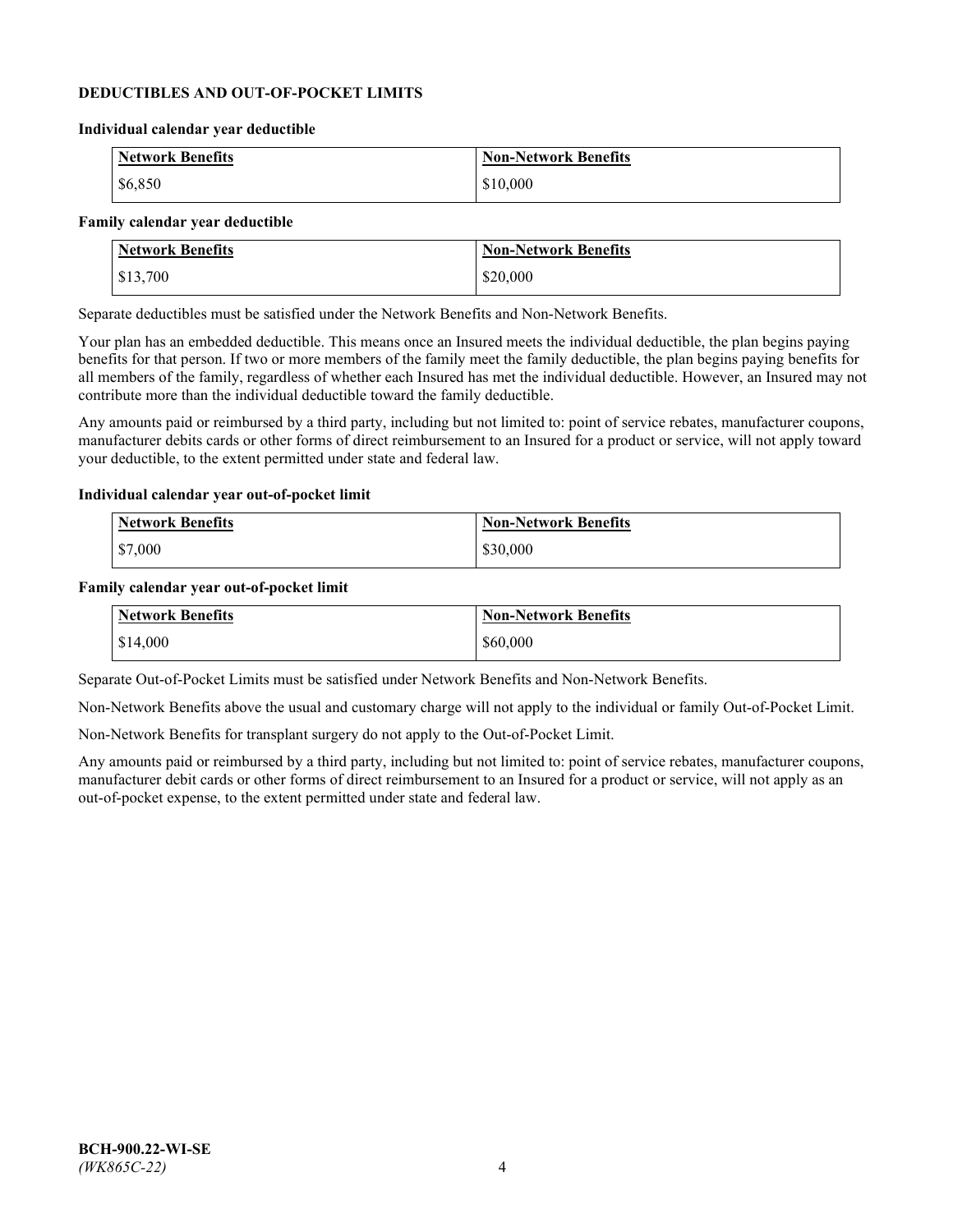## DEDUCTIBLES AND OUT-OF-POCKET LIMITS

### Individual calendar year deductible

| Network Benefits | Non-Network Benefits |
| --- | --- |
| $6,850 | $10,000 |

### Family calendar year deductible

| Network Benefits | Non-Network Benefits |
| --- | --- |
| $13,700 | $20,000 |

Separate deductibles must be satisfied under the Network Benefits and Non-Network Benefits.

Your plan has an embedded deductible. This means once an Insured meets the individual deductible, the plan begins paying benefits for that person. If two or more members of the family meet the family deductible, the plan begins paying benefits for all members of the family, regardless of whether each Insured has met the individual deductible. However, an Insured may not contribute more than the individual deductible toward the family deductible.

Any amounts paid or reimbursed by a third party, including but not limited to: point of service rebates, manufacturer coupons, manufacturer debits cards or other forms of direct reimbursement to an Insured for a product or service, will not apply toward your deductible, to the extent permitted under state and federal law.

### Individual calendar year out-of-pocket limit

| Network Benefits | Non-Network Benefits |
| --- | --- |
| $7,000 | $30,000 |

### Family calendar year out-of-pocket limit

| Network Benefits | Non-Network Benefits |
| --- | --- |
| $14,000 | $60,000 |

Separate Out-of-Pocket Limits must be satisfied under Network Benefits and Non-Network Benefits.

Non-Network Benefits above the usual and customary charge will not apply to the individual or family Out-of-Pocket Limit.

Non-Network Benefits for transplant surgery do not apply to the Out-of-Pocket Limit.

Any amounts paid or reimbursed by a third party, including but not limited to: point of service rebates, manufacturer coupons, manufacturer debit cards or other forms of direct reimbursement to an Insured for a product or service, will not apply as an out-of-pocket expense, to the extent permitted under state and federal law.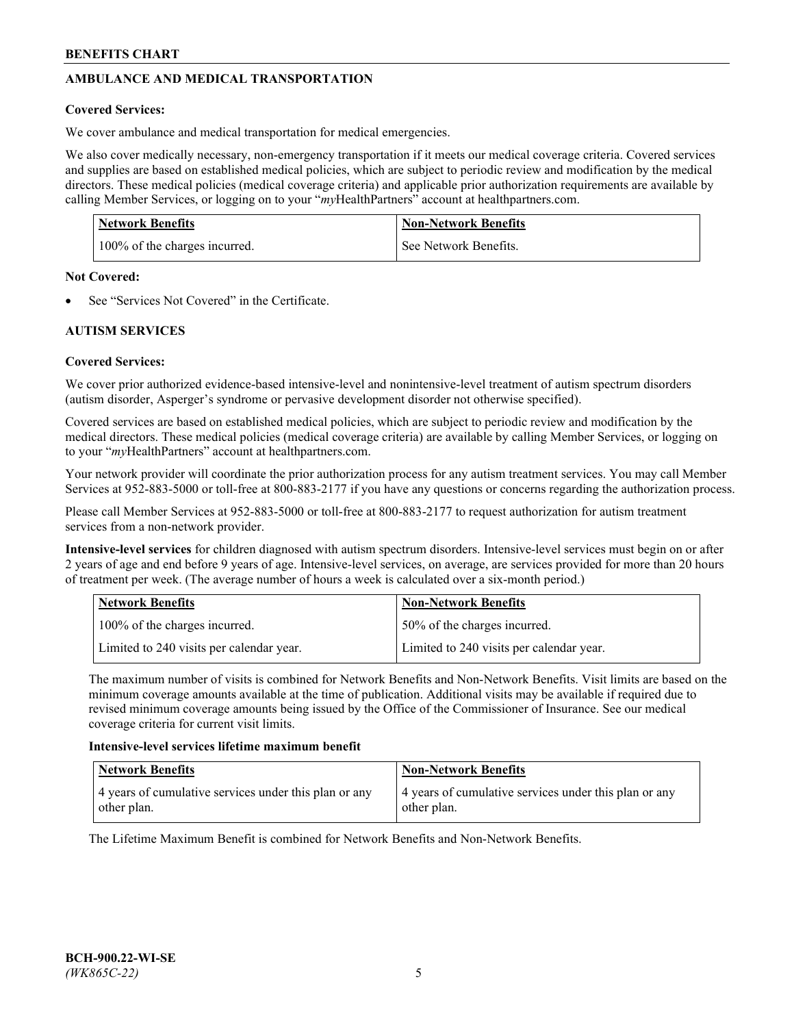## AMBULANCE AND MEDICAL TRANSPORTATION

**Covered Services:**

We cover ambulance and medical transportation for medical emergencies.

We also cover medically necessary, non-emergency transportation if it meets our medical coverage criteria. Covered services and supplies are based on established medical policies, which are subject to periodic review and modification by the medical directors. These medical policies (medical coverage criteria) and applicable prior authorization requirements are available by calling Member Services, or logging on to your "*my*HealthPartners" account at healthpartners.com.

| Network Benefits | Non-Network Benefits |
|---|---|
| 100% of the charges incurred. | See Network Benefits. |

**Not Covered:**

- See "Services Not Covered" in the Certificate.

## AUTISM SERVICES

**Covered Services:**

We cover prior authorized evidence-based intensive-level and nonintensive-level treatment of autism spectrum disorders (autism disorder, Asperger's syndrome or pervasive development disorder not otherwise specified).

Covered services are based on established medical policies, which are subject to periodic review and modification by the medical directors. These medical policies (medical coverage criteria) are available by calling Member Services, or logging on to your "*my*HealthPartners" account at healthpartners.com.

Your network provider will coordinate the prior authorization process for any autism treatment services. You may call Member Services at 952-883-5000 or toll-free at 800-883-2177 if you have any questions or concerns regarding the authorization process.

Please call Member Services at 952-883-5000 or toll-free at 800-883-2177 to request authorization for autism treatment services from a non-network provider.

**Intensive-level services** for children diagnosed with autism spectrum disorders. Intensive-level services must begin on or after 2 years of age and end before 9 years of age. Intensive-level services, on average, are services provided for more than 20 hours of treatment per week. (The average number of hours a week is calculated over a six-month period.)

| Network Benefits | Non-Network Benefits |
|---|---|
| 100% of the charges incurred. | 50% of the charges incurred. |
| Limited to 240 visits per calendar year. | Limited to 240 visits per calendar year. |

The maximum number of visits is combined for Network Benefits and Non-Network Benefits. Visit limits are based on the minimum coverage amounts available at the time of publication. Additional visits may be available if required due to revised minimum coverage amounts being issued by the Office of the Commissioner of Insurance. See our medical coverage criteria for current visit limits.

**Intensive-level services lifetime maximum benefit**

| Network Benefits | Non-Network Benefits |
|---|---|
| 4 years of cumulative services under this plan or any other plan. | 4 years of cumulative services under this plan or any other plan. |

The Lifetime Maximum Benefit is combined for Network Benefits and Non-Network Benefits.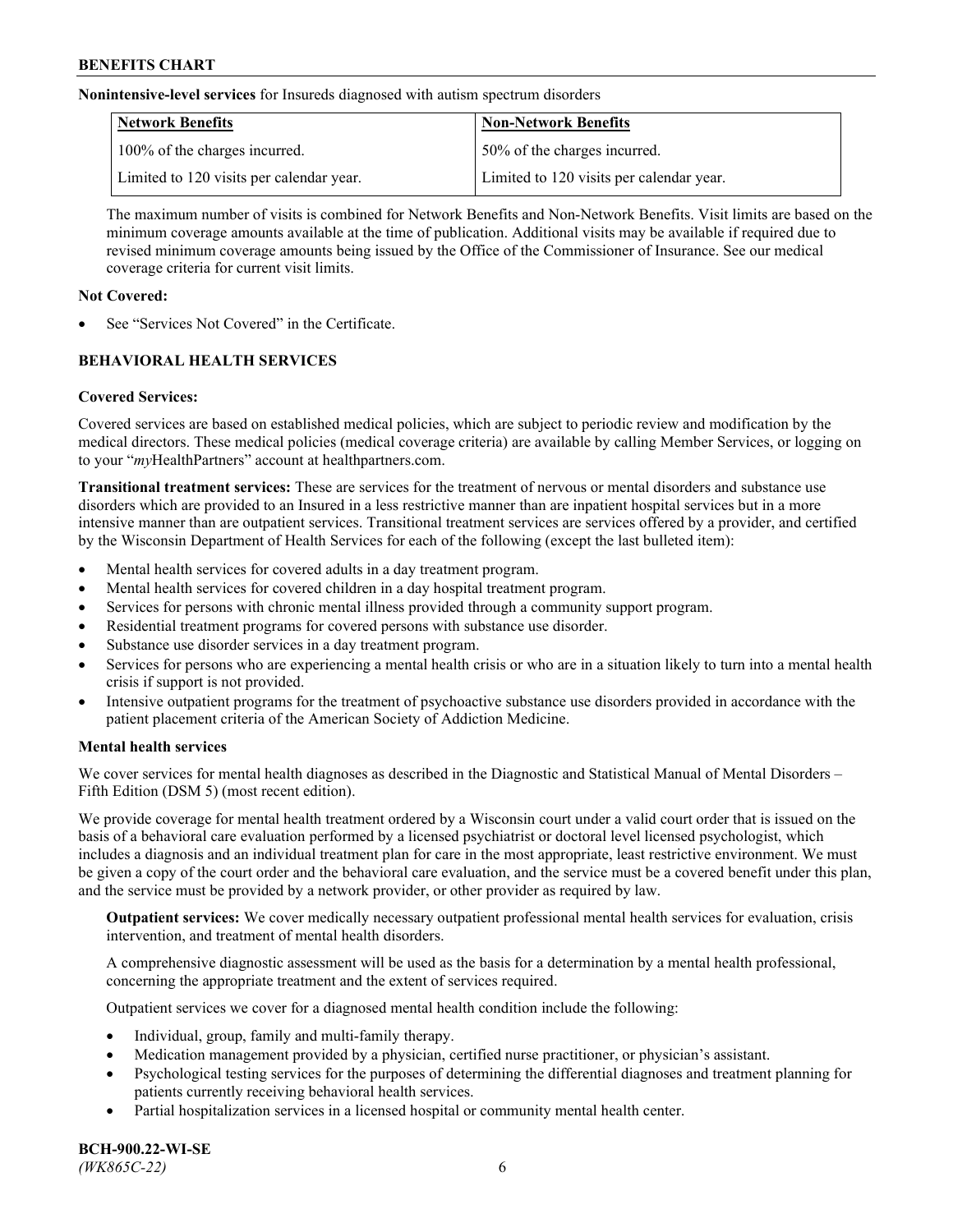**Nonintensive-level services** for Insureds diagnosed with autism spectrum disorders

| Network Benefits | Non-Network Benefits |
| --- | --- |
| 100% of the charges incurred. | 50% of the charges incurred. |
| Limited to 120 visits per calendar year. | Limited to 120 visits per calendar year. |

The maximum number of visits is combined for Network Benefits and Non-Network Benefits. Visit limits are based on the minimum coverage amounts available at the time of publication. Additional visits may be available if required due to revised minimum coverage amounts being issued by the Office of the Commissioner of Insurance. See our medical coverage criteria for current visit limits.

**Not Covered:**

- See "Services Not Covered" in the Certificate.

## BEHAVIORAL HEALTH SERVICES

**Covered Services:**

Covered services are based on established medical policies, which are subject to periodic review and modification by the medical directors. These medical policies (medical coverage criteria) are available by calling Member Services, or logging on to your "*my*HealthPartners" account at healthpartners.com.

**Transitional treatment services:** These are services for the treatment of nervous or mental disorders and substance use disorders which are provided to an Insured in a less restrictive manner than are inpatient hospital services but in a more intensive manner than are outpatient services. Transitional treatment services are services offered by a provider, and certified by the Wisconsin Department of Health Services for each of the following (except the last bulleted item):

- Mental health services for covered adults in a day treatment program.
- Mental health services for covered children in a day hospital treatment program.
- Services for persons with chronic mental illness provided through a community support program.
- Residential treatment programs for covered persons with substance use disorder.
- Substance use disorder services in a day treatment program.
- Services for persons who are experiencing a mental health crisis or who are in a situation likely to turn into a mental health crisis if support is not provided.
- Intensive outpatient programs for the treatment of psychoactive substance use disorders provided in accordance with the patient placement criteria of the American Society of Addiction Medicine.

**Mental health services**

We cover services for mental health diagnoses as described in the Diagnostic and Statistical Manual of Mental Disorders – Fifth Edition (DSM 5) (most recent edition).

We provide coverage for mental health treatment ordered by a Wisconsin court under a valid court order that is issued on the basis of a behavioral care evaluation performed by a licensed psychiatrist or doctoral level licensed psychologist, which includes a diagnosis and an individual treatment plan for care in the most appropriate, least restrictive environment. We must be given a copy of the court order and the behavioral care evaluation, and the service must be a covered benefit under this plan, and the service must be provided by a network provider, or other provider as required by law.

**Outpatient services:** We cover medically necessary outpatient professional mental health services for evaluation, crisis intervention, and treatment of mental health disorders.

A comprehensive diagnostic assessment will be used as the basis for a determination by a mental health professional, concerning the appropriate treatment and the extent of services required.

Outpatient services we cover for a diagnosed mental health condition include the following:

- Individual, group, family and multi-family therapy.
- Medication management provided by a physician, certified nurse practitioner, or physician's assistant.
- Psychological testing services for the purposes of determining the differential diagnoses and treatment planning for patients currently receiving behavioral health services.
- Partial hospitalization services in a licensed hospital or community mental health center.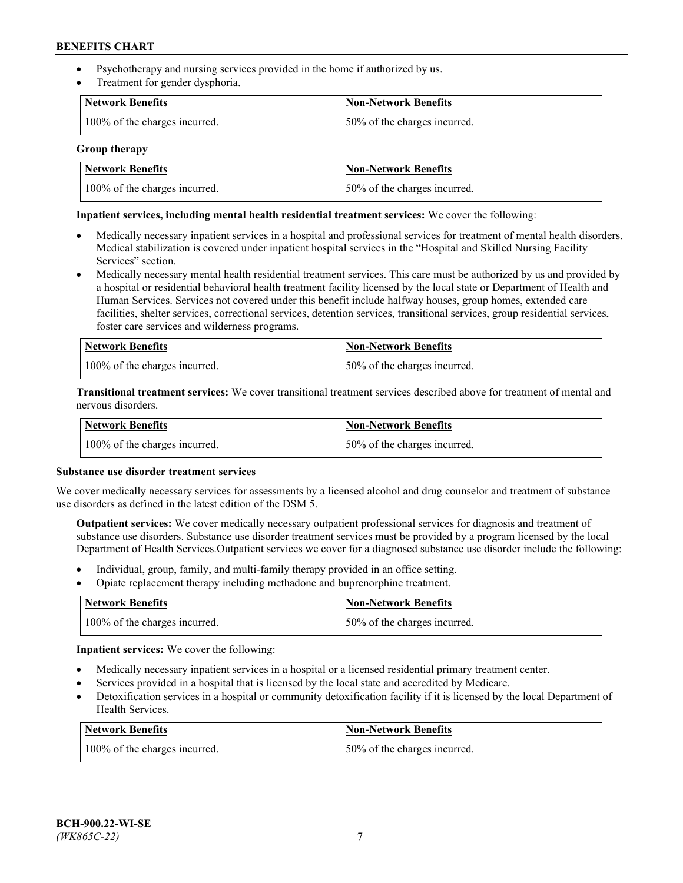- Psychotherapy and nursing services provided in the home if authorized by us.
- Treatment for gender dysphoria.

| Network Benefits | Non-Network Benefits |
| --- | --- |
| 100% of the charges incurred. | 50% of the charges incurred. |

**Group therapy**

| Network Benefits | Non-Network Benefits |
| --- | --- |
| 100% of the charges incurred. | 50% of the charges incurred. |

**Inpatient services, including mental health residential treatment services:** We cover the following:

- Medically necessary inpatient services in a hospital and professional services for treatment of mental health disorders. Medical stabilization is covered under inpatient hospital services in the "Hospital and Skilled Nursing Facility Services" section.
- Medically necessary mental health residential treatment services. This care must be authorized by us and provided by a hospital or residential behavioral health treatment facility licensed by the local state or Department of Health and Human Services. Services not covered under this benefit include halfway houses, group homes, extended care facilities, shelter services, correctional services, detention services, transitional services, group residential services, foster care services and wilderness programs.

| Network Benefits | Non-Network Benefits |
| --- | --- |
| 100% of the charges incurred. | 50% of the charges incurred. |

**Transitional treatment services:** We cover transitional treatment services described above for treatment of mental and nervous disorders.

| Network Benefits | Non-Network Benefits |
| --- | --- |
| 100% of the charges incurred. | 50% of the charges incurred. |

**Substance use disorder treatment services**

We cover medically necessary services for assessments by a licensed alcohol and drug counselor and treatment of substance use disorders as defined in the latest edition of the DSM 5.

**Outpatient services:** We cover medically necessary outpatient professional services for diagnosis and treatment of substance use disorders. Substance use disorder treatment services must be provided by a program licensed by the local Department of Health Services.Outpatient services we cover for a diagnosed substance use disorder include the following:

- Individual, group, family, and multi-family therapy provided in an office setting.
- Opiate replacement therapy including methadone and buprenorphine treatment.

| Network Benefits | Non-Network Benefits |
| --- | --- |
| 100% of the charges incurred. | 50% of the charges incurred. |

**Inpatient services:** We cover the following:

- Medically necessary inpatient services in a hospital or a licensed residential primary treatment center.
- Services provided in a hospital that is licensed by the local state and accredited by Medicare.
- Detoxification services in a hospital or community detoxification facility if it is licensed by the local Department of Health Services.

| Network Benefits | Non-Network Benefits |
| --- | --- |
| 100% of the charges incurred. | 50% of the charges incurred. |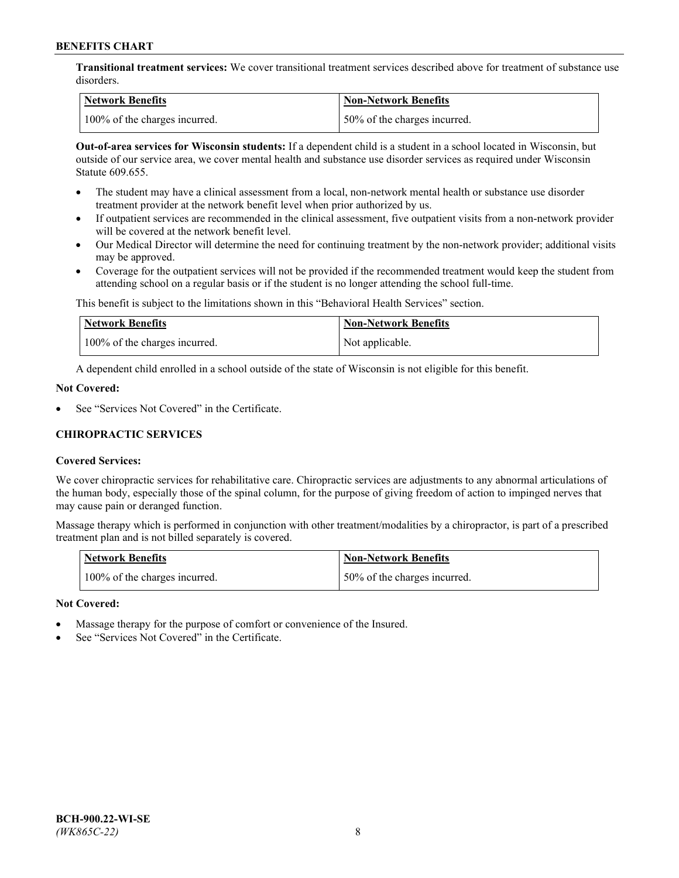**Transitional treatment services:** We cover transitional treatment services described above for treatment of substance use disorders.

| Network Benefits | Non-Network Benefits |
|---|---|
| 100% of the charges incurred. | 50% of the charges incurred. |

**Out-of-area services for Wisconsin students:** If a dependent child is a student in a school located in Wisconsin, but outside of our service area, we cover mental health and substance use disorder services as required under Wisconsin Statute 609.655.

- The student may have a clinical assessment from a local, non-network mental health or substance use disorder treatment provider at the network benefit level when prior authorized by us.
- If outpatient services are recommended in the clinical assessment, five outpatient visits from a non-network provider will be covered at the network benefit level.
- Our Medical Director will determine the need for continuing treatment by the non-network provider; additional visits may be approved.
- Coverage for the outpatient services will not be provided if the recommended treatment would keep the student from attending school on a regular basis or if the student is no longer attending the school full-time.

This benefit is subject to the limitations shown in this "Behavioral Health Services" section.

| Network Benefits | Non-Network Benefits |
|---|---|
| 100% of the charges incurred. | Not applicable. |

A dependent child enrolled in a school outside of the state of Wisconsin is not eligible for this benefit.

**Not Covered:**

- See "Services Not Covered" in the Certificate.

### CHIROPRACTIC SERVICES

**Covered Services:**

We cover chiropractic services for rehabilitative care. Chiropractic services are adjustments to any abnormal articulations of the human body, especially those of the spinal column, for the purpose of giving freedom of action to impinged nerves that may cause pain or deranged function.

Massage therapy which is performed in conjunction with other treatment/modalities by a chiropractor, is part of a prescribed treatment plan and is not billed separately is covered.

| Network Benefits | Non-Network Benefits |
|---|---|
| 100% of the charges incurred. | 50% of the charges incurred. |

**Not Covered:**

- Massage therapy for the purpose of comfort or convenience of the Insured.
- See "Services Not Covered" in the Certificate.

**BCH-900.22-WI-SE**
*(WK865C-22)*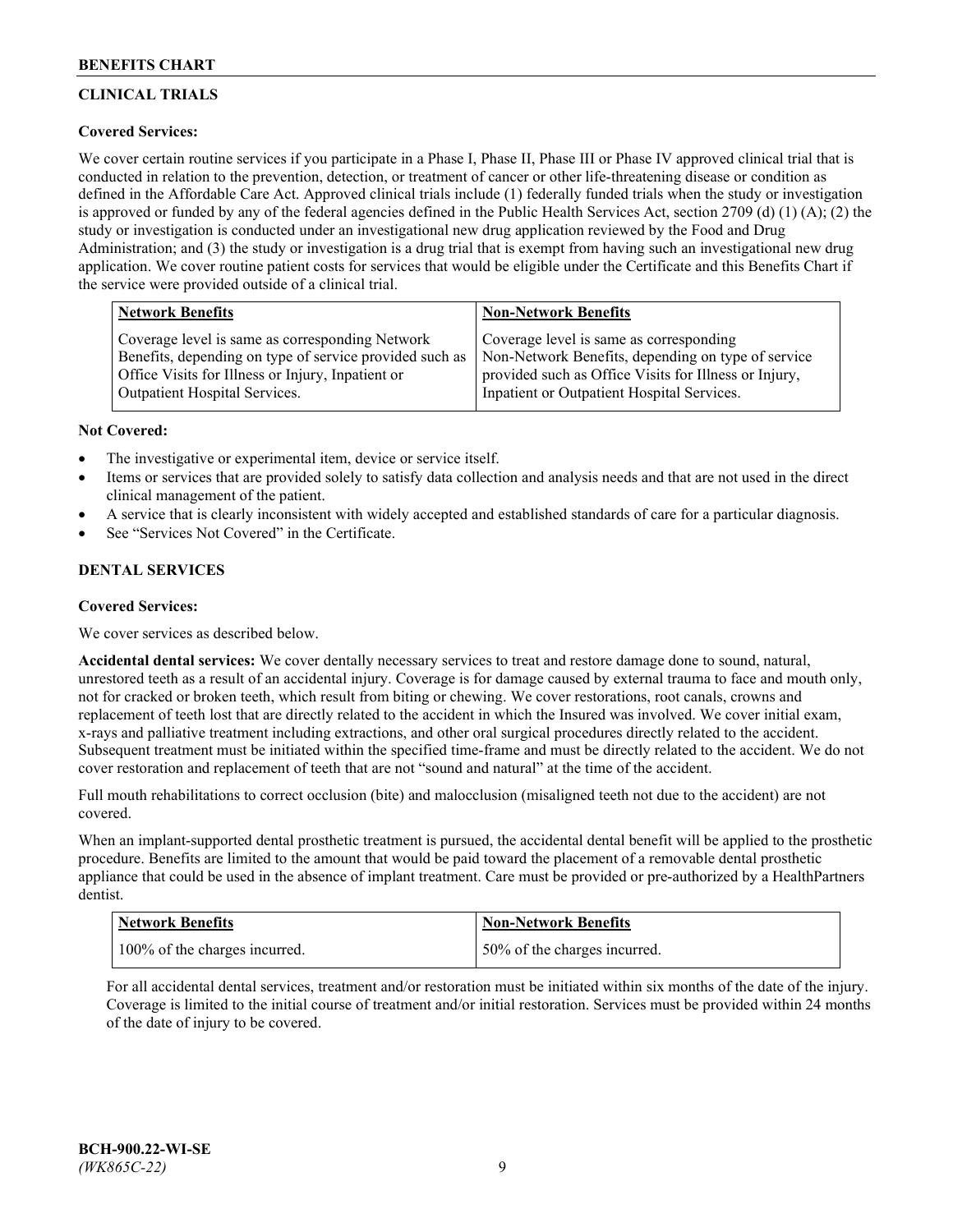## CLINICAL TRIALS

**Covered Services:**

We cover certain routine services if you participate in a Phase I, Phase II, Phase III or Phase IV approved clinical trial that is conducted in relation to the prevention, detection, or treatment of cancer or other life-threatening disease or condition as defined in the Affordable Care Act. Approved clinical trials include (1) federally funded trials when the study or investigation is approved or funded by any of the federal agencies defined in the Public Health Services Act, section 2709 (d) (1) (A); (2) the study or investigation is conducted under an investigational new drug application reviewed by the Food and Drug Administration; and (3) the study or investigation is a drug trial that is exempt from having such an investigational new drug application. We cover routine patient costs for services that would be eligible under the Certificate and this Benefits Chart if the service were provided outside of a clinical trial.

| Network Benefits | Non-Network Benefits |
|---|---|
| Coverage level is same as corresponding Network Benefits, depending on type of service provided such as Office Visits for Illness or Injury, Inpatient or Outpatient Hospital Services. | Coverage level is same as corresponding Non-Network Benefits, depending on type of service provided such as Office Visits for Illness or Injury, Inpatient or Outpatient Hospital Services. |

**Not Covered:**

- The investigative or experimental item, device or service itself.
- Items or services that are provided solely to satisfy data collection and analysis needs and that are not used in the direct clinical management of the patient.
- A service that is clearly inconsistent with widely accepted and established standards of care for a particular diagnosis.
- See "Services Not Covered" in the Certificate.

## DENTAL SERVICES

**Covered Services:**

We cover services as described below.

**Accidental dental services:** We cover dentally necessary services to treat and restore damage done to sound, natural, unrestored teeth as a result of an accidental injury. Coverage is for damage caused by external trauma to face and mouth only, not for cracked or broken teeth, which result from biting or chewing. We cover restorations, root canals, crowns and replacement of teeth lost that are directly related to the accident in which the Insured was involved. We cover initial exam, x-rays and palliative treatment including extractions, and other oral surgical procedures directly related to the accident. Subsequent treatment must be initiated within the specified time-frame and must be directly related to the accident. We do not cover restoration and replacement of teeth that are not "sound and natural" at the time of the accident.

Full mouth rehabilitations to correct occlusion (bite) and malocclusion (misaligned teeth not due to the accident) are not covered.

When an implant-supported dental prosthetic treatment is pursued, the accidental dental benefit will be applied to the prosthetic procedure. Benefits are limited to the amount that would be paid toward the placement of a removable dental prosthetic appliance that could be used in the absence of implant treatment. Care must be provided or pre-authorized by a HealthPartners dentist.

| Network Benefits | Non-Network Benefits |
|---|---|
| 100% of the charges incurred. | 50% of the charges incurred. |

For all accidental dental services, treatment and/or restoration must be initiated within six months of the date of the injury. Coverage is limited to the initial course of treatment and/or initial restoration. Services must be provided within 24 months of the date of injury to be covered.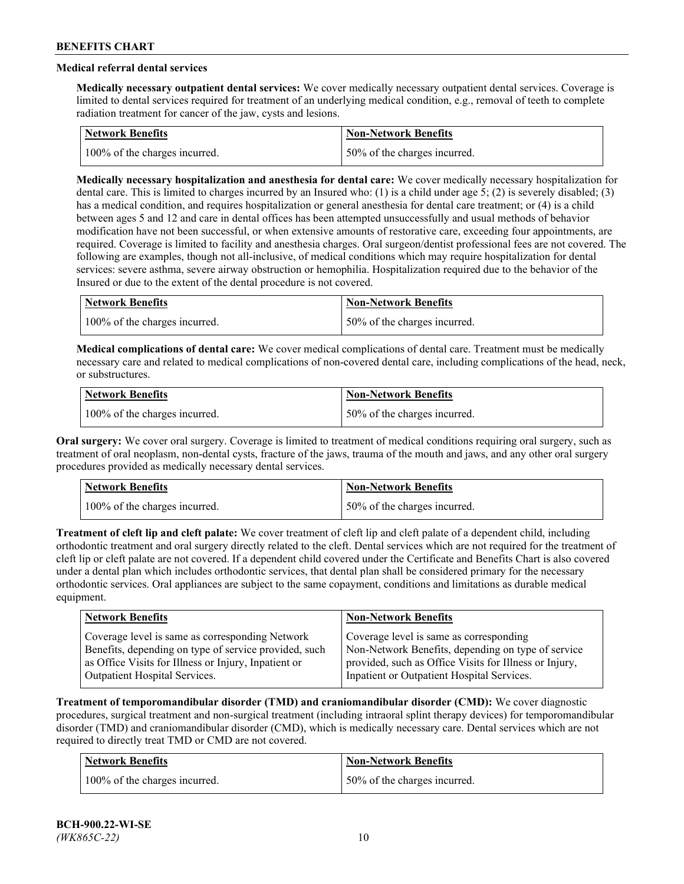### Medical referral dental services

**Medically necessary outpatient dental services:** We cover medically necessary outpatient dental services. Coverage is limited to dental services required for treatment of an underlying medical condition, e.g., removal of teeth to complete radiation treatment for cancer of the jaw, cysts and lesions.

| Network Benefits | Non-Network Benefits |
| --- | --- |
| 100% of the charges incurred. | 50% of the charges incurred. |

**Medically necessary hospitalization and anesthesia for dental care:** We cover medically necessary hospitalization for dental care. This is limited to charges incurred by an Insured who: (1) is a child under age 5; (2) is severely disabled; (3) has a medical condition, and requires hospitalization or general anesthesia for dental care treatment; or (4) is a child between ages 5 and 12 and care in dental offices has been attempted unsuccessfully and usual methods of behavior modification have not been successful, or when extensive amounts of restorative care, exceeding four appointments, are required. Coverage is limited to facility and anesthesia charges. Oral surgeon/dentist professional fees are not covered. The following are examples, though not all-inclusive, of medical conditions which may require hospitalization for dental services: severe asthma, severe airway obstruction or hemophilia. Hospitalization required due to the behavior of the Insured or due to the extent of the dental procedure is not covered.

| Network Benefits | Non-Network Benefits |
| --- | --- |
| 100% of the charges incurred. | 50% of the charges incurred. |

**Medical complications of dental care:** We cover medical complications of dental care. Treatment must be medically necessary care and related to medical complications of non-covered dental care, including complications of the head, neck, or substructures.

| Network Benefits | Non-Network Benefits |
| --- | --- |
| 100% of the charges incurred. | 50% of the charges incurred. |

**Oral surgery:** We cover oral surgery. Coverage is limited to treatment of medical conditions requiring oral surgery, such as treatment of oral neoplasm, non-dental cysts, fracture of the jaws, trauma of the mouth and jaws, and any other oral surgery procedures provided as medically necessary dental services.

| Network Benefits | Non-Network Benefits |
| --- | --- |
| 100% of the charges incurred. | 50% of the charges incurred. |

**Treatment of cleft lip and cleft palate:** We cover treatment of cleft lip and cleft palate of a dependent child, including orthodontic treatment and oral surgery directly related to the cleft. Dental services which are not required for the treatment of cleft lip or cleft palate are not covered. If a dependent child covered under the Certificate and Benefits Chart is also covered under a dental plan which includes orthodontic services, that dental plan shall be considered primary for the necessary orthodontic services. Oral appliances are subject to the same copayment, conditions and limitations as durable medical equipment.

| Network Benefits | Non-Network Benefits |
| --- | --- |
| Coverage level is same as corresponding Network Benefits, depending on type of service provided, such as Office Visits for Illness or Injury, Inpatient or Outpatient Hospital Services. | Coverage level is same as corresponding Non-Network Benefits, depending on type of service provided, such as Office Visits for Illness or Injury, Inpatient or Outpatient Hospital Services. |

**Treatment of temporomandibular disorder (TMD) and craniomandibular disorder (CMD):** We cover diagnostic procedures, surgical treatment and non-surgical treatment (including intraoral splint therapy devices) for temporomandibular disorder (TMD) and craniomandibular disorder (CMD), which is medically necessary care. Dental services which are not required to directly treat TMD or CMD are not covered.

| Network Benefits | Non-Network Benefits |
| --- | --- |
| 100% of the charges incurred. | 50% of the charges incurred. |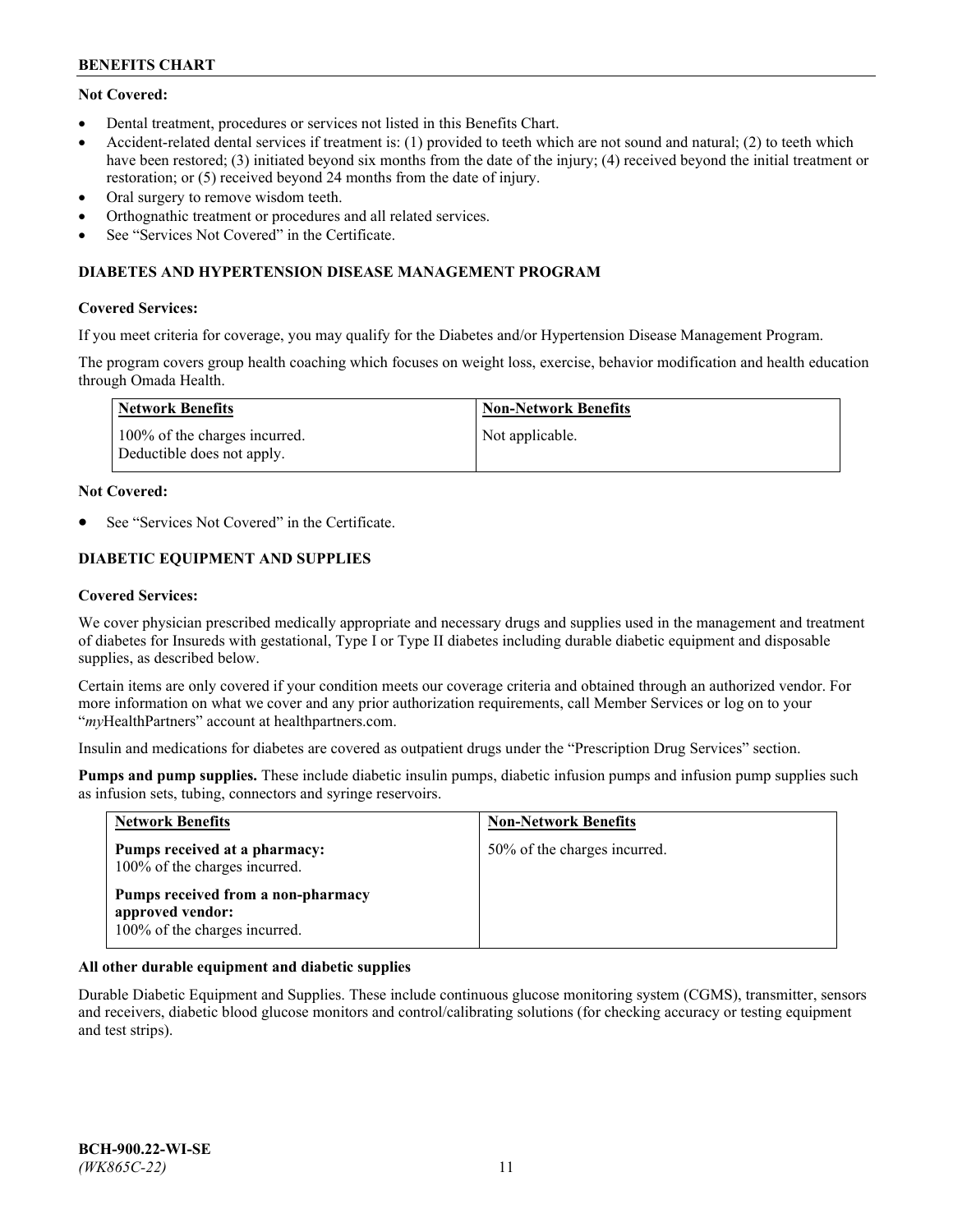**Not Covered:**

- Dental treatment, procedures or services not listed in this Benefits Chart.
- Accident-related dental services if treatment is: (1) provided to teeth which are not sound and natural; (2) to teeth which have been restored; (3) initiated beyond six months from the date of the injury; (4) received beyond the initial treatment or restoration; or (5) received beyond 24 months from the date of injury.
- Oral surgery to remove wisdom teeth.
- Orthognathic treatment or procedures and all related services.
- See "Services Not Covered" in the Certificate.

### DIABETES AND HYPERTENSION DISEASE MANAGEMENT PROGRAM

**Covered Services:**

If you meet criteria for coverage, you may qualify for the Diabetes and/or Hypertension Disease Management Program.

The program covers group health coaching which focuses on weight loss, exercise, behavior modification and health education through Omada Health.

| Network Benefits | Non-Network Benefits |
|---|---|
| 100% of the charges incurred. Deductible does not apply. | Not applicable. |

**Not Covered:**

- See "Services Not Covered" in the Certificate.

### DIABETIC EQUIPMENT AND SUPPLIES

**Covered Services:**

We cover physician prescribed medically appropriate and necessary drugs and supplies used in the management and treatment of diabetes for Insureds with gestational, Type I or Type II diabetes including durable diabetic equipment and disposable supplies, as described below.

Certain items are only covered if your condition meets our coverage criteria and obtained through an authorized vendor. For more information on what we cover and any prior authorization requirements, call Member Services or log on to your "*my*HealthPartners" account at healthpartners.com.

Insulin and medications for diabetes are covered as outpatient drugs under the "Prescription Drug Services" section.

**Pumps and pump supplies.** These include diabetic insulin pumps, diabetic infusion pumps and infusion pump supplies such as infusion sets, tubing, connectors and syringe reservoirs.

| Network Benefits | Non-Network Benefits |
|---|---|
| **Pumps received at a pharmacy:** 100% of the charges incurred.<br><br>**Pumps received from a non-pharmacy approved vendor:** 100% of the charges incurred. | 50% of the charges incurred. |

**All other durable equipment and diabetic supplies**

Durable Diabetic Equipment and Supplies. These include continuous glucose monitoring system (CGMS), transmitter, sensors and receivers, diabetic blood glucose monitors and control/calibrating solutions (for checking accuracy or testing equipment and test strips).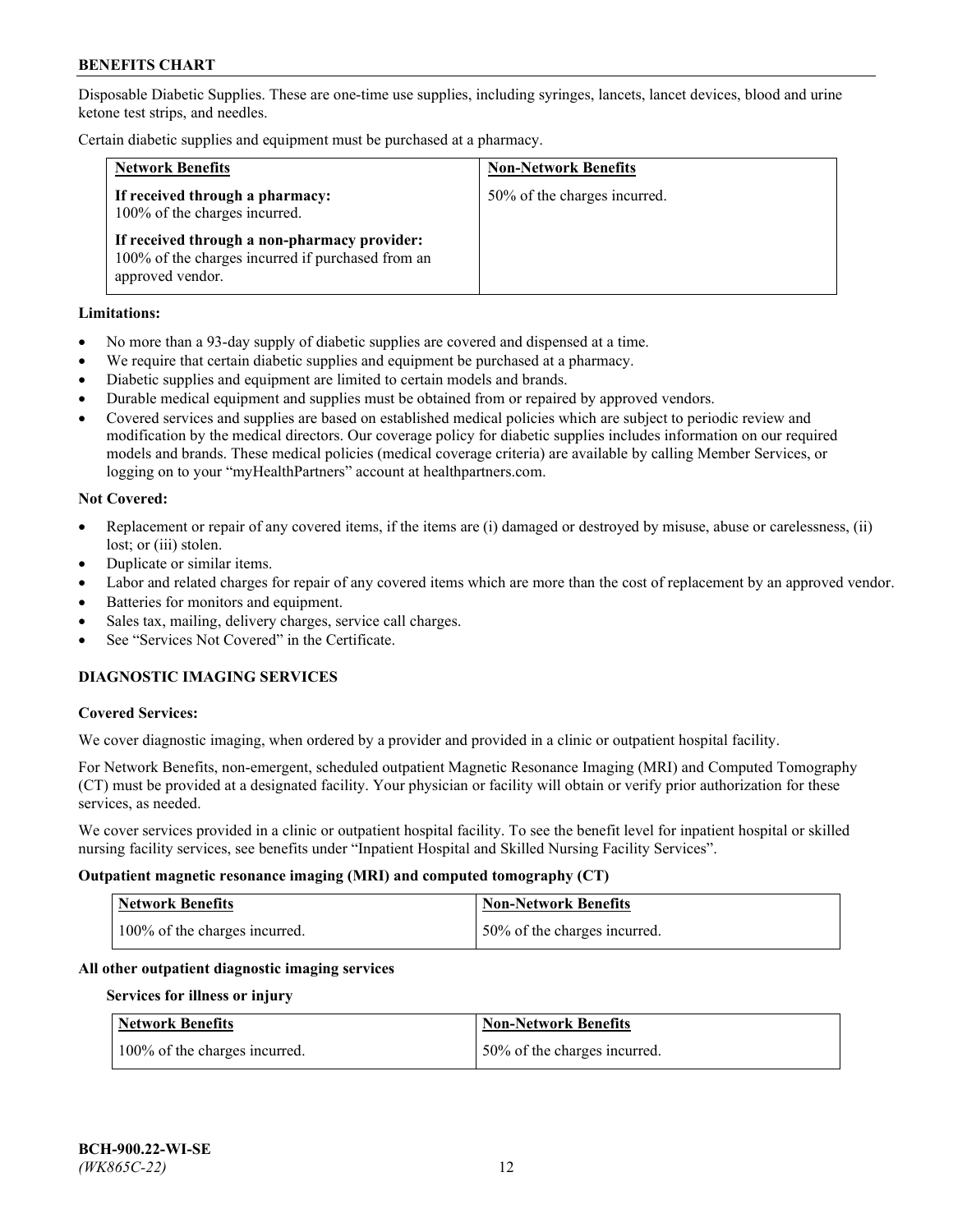Disposable Diabetic Supplies. These are one-time use supplies, including syringes, lancets, lancet devices, blood and urine ketone test strips, and needles.

Certain diabetic supplies and equipment must be purchased at a pharmacy.

| Network Benefits | Non-Network Benefits |
|---|---|
| **If received through a pharmacy:** 100% of the charges incurred.<br><br>**If received through a non-pharmacy provider:** 100% of the charges incurred if purchased from an approved vendor. | 50% of the charges incurred. |

**Limitations:**

- No more than a 93-day supply of diabetic supplies are covered and dispensed at a time.
- We require that certain diabetic supplies and equipment be purchased at a pharmacy.
- Diabetic supplies and equipment are limited to certain models and brands.
- Durable medical equipment and supplies must be obtained from or repaired by approved vendors.
- Covered services and supplies are based on established medical policies which are subject to periodic review and modification by the medical directors. Our coverage policy for diabetic supplies includes information on our required models and brands. These medical policies (medical coverage criteria) are available by calling Member Services, or logging on to your "myHealthPartners" account at healthpartners.com.

**Not Covered:**

- Replacement or repair of any covered items, if the items are (i) damaged or destroyed by misuse, abuse or carelessness, (ii) lost; or (iii) stolen.
- Duplicate or similar items.
- Labor and related charges for repair of any covered items which are more than the cost of replacement by an approved vendor.
- Batteries for monitors and equipment.
- Sales tax, mailing, delivery charges, service call charges.
- See "Services Not Covered" in the Certificate.

## DIAGNOSTIC IMAGING SERVICES

**Covered Services:**

We cover diagnostic imaging, when ordered by a provider and provided in a clinic or outpatient hospital facility.

For Network Benefits, non-emergent, scheduled outpatient Magnetic Resonance Imaging (MRI) and Computed Tomography (CT) must be provided at a designated facility. Your physician or facility will obtain or verify prior authorization for these services, as needed.

We cover services provided in a clinic or outpatient hospital facility. To see the benefit level for inpatient hospital or skilled nursing facility services, see benefits under "Inpatient Hospital and Skilled Nursing Facility Services".

**Outpatient magnetic resonance imaging (MRI) and computed tomography (CT)**

| Network Benefits | Non-Network Benefits |
|---|---|
| 100% of the charges incurred. | 50% of the charges incurred. |

**All other outpatient diagnostic imaging services**

**Services for illness or injury**

| Network Benefits | Non-Network Benefits |
|---|---|
| 100% of the charges incurred. | 50% of the charges incurred. |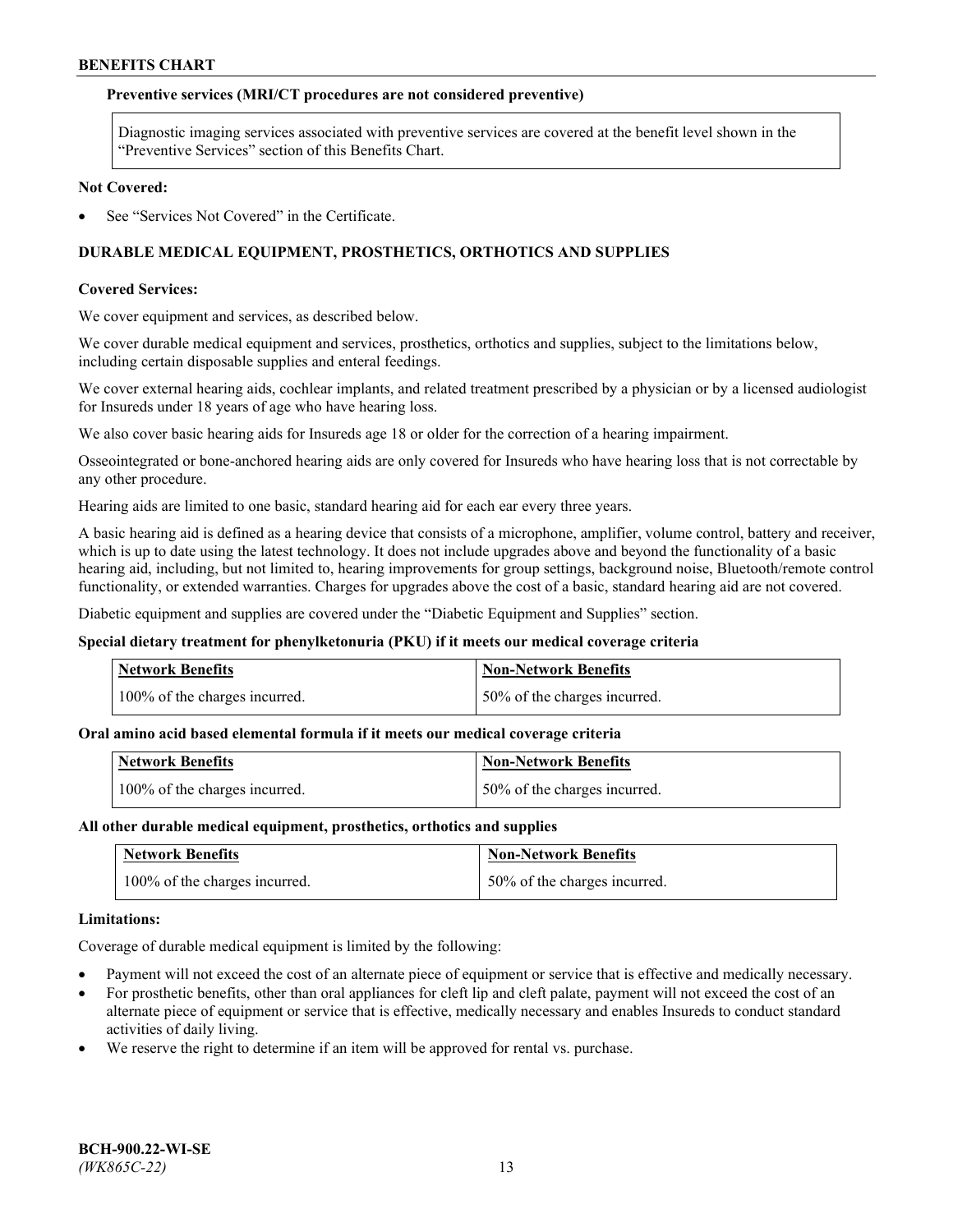**Preventive services (MRI/CT procedures are not considered preventive)**

Diagnostic imaging services associated with preventive services are covered at the benefit level shown in the "Preventive Services" section of this Benefits Chart.

**Not Covered:**

- See "Services Not Covered" in the Certificate.

## DURABLE MEDICAL EQUIPMENT, PROSTHETICS, ORTHOTICS AND SUPPLIES

**Covered Services:**

We cover equipment and services, as described below.

We cover durable medical equipment and services, prosthetics, orthotics and supplies, subject to the limitations below, including certain disposable supplies and enteral feedings.

We cover external hearing aids, cochlear implants, and related treatment prescribed by a physician or by a licensed audiologist for Insureds under 18 years of age who have hearing loss.

We also cover basic hearing aids for Insureds age 18 or older for the correction of a hearing impairment.

Osseointegrated or bone-anchored hearing aids are only covered for Insureds who have hearing loss that is not correctable by any other procedure.

Hearing aids are limited to one basic, standard hearing aid for each ear every three years.

A basic hearing aid is defined as a hearing device that consists of a microphone, amplifier, volume control, battery and receiver, which is up to date using the latest technology. It does not include upgrades above and beyond the functionality of a basic hearing aid, including, but not limited to, hearing improvements for group settings, background noise, Bluetooth/remote control functionality, or extended warranties. Charges for upgrades above the cost of a basic, standard hearing aid are not covered.

Diabetic equipment and supplies are covered under the "Diabetic Equipment and Supplies" section.

**Special dietary treatment for phenylketonuria (PKU) if it meets our medical coverage criteria**

| Network Benefits | Non-Network Benefits |
|---|---|
| 100% of the charges incurred. | 50% of the charges incurred. |

**Oral amino acid based elemental formula if it meets our medical coverage criteria**

| Network Benefits | Non-Network Benefits |
|---|---|
| 100% of the charges incurred. | 50% of the charges incurred. |

**All other durable medical equipment, prosthetics, orthotics and supplies**

| Network Benefits | Non-Network Benefits |
|---|---|
| 100% of the charges incurred. | 50% of the charges incurred. |

**Limitations:**

Coverage of durable medical equipment is limited by the following:

- Payment will not exceed the cost of an alternate piece of equipment or service that is effective and medically necessary.
- For prosthetic benefits, other than oral appliances for cleft lip and cleft palate, payment will not exceed the cost of an alternate piece of equipment or service that is effective, medically necessary and enables Insureds to conduct standard activities of daily living.
- We reserve the right to determine if an item will be approved for rental vs. purchase.

**BCH-900.22-WI-SE**
*(WK865C-22)*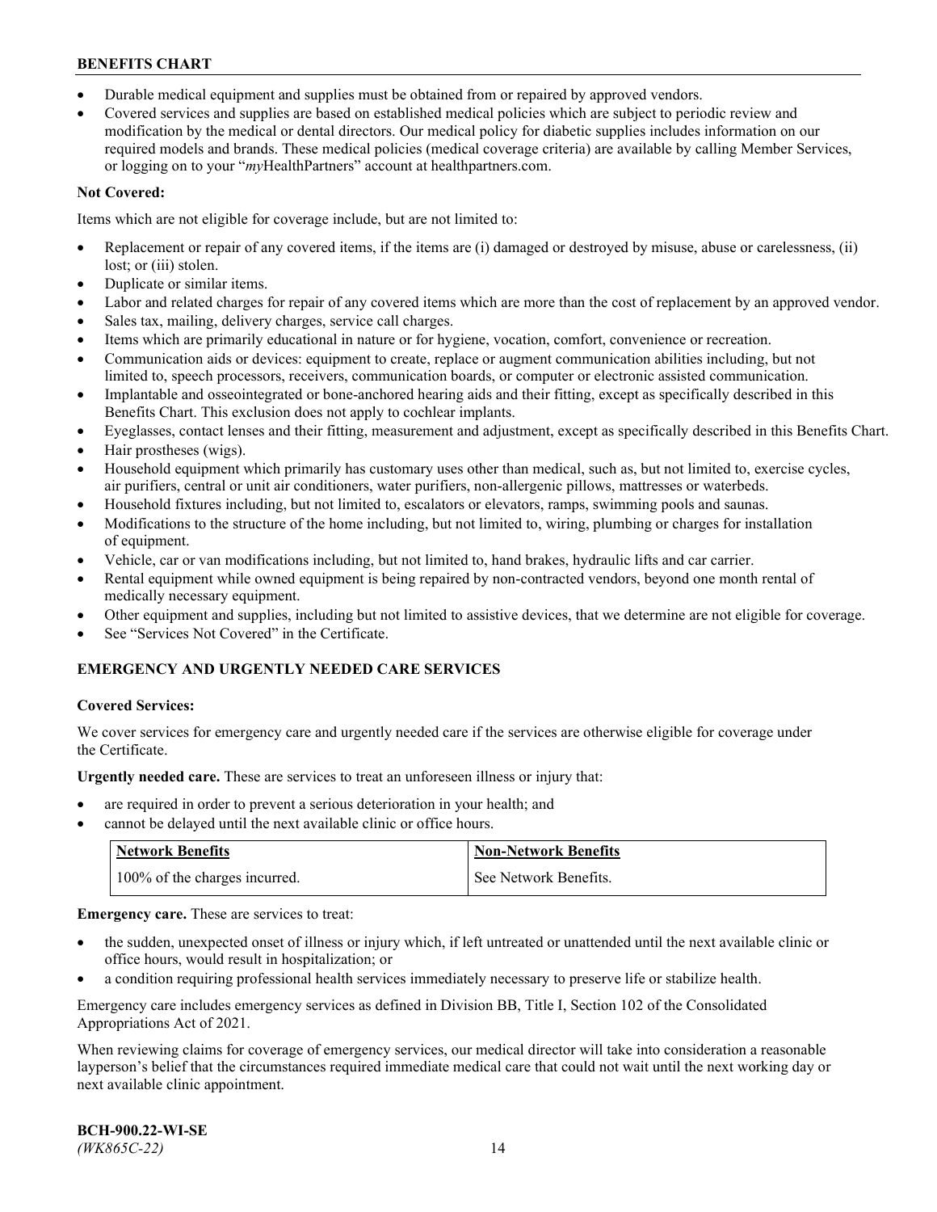- Durable medical equipment and supplies must be obtained from or repaired by approved vendors.
- Covered services and supplies are based on established medical policies which are subject to periodic review and modification by the medical or dental directors. Our medical policy for diabetic supplies includes information on our required models and brands. These medical policies (medical coverage criteria) are available by calling Member Services, or logging on to your "*my*HealthPartners" account at healthpartners.com.

**Not Covered:**

Items which are not eligible for coverage include, but are not limited to:

- Replacement or repair of any covered items, if the items are (i) damaged or destroyed by misuse, abuse or carelessness, (ii) lost; or (iii) stolen.
- Duplicate or similar items.
- Labor and related charges for repair of any covered items which are more than the cost of replacement by an approved vendor.
- Sales tax, mailing, delivery charges, service call charges.
- Items which are primarily educational in nature or for hygiene, vocation, comfort, convenience or recreation.
- Communication aids or devices: equipment to create, replace or augment communication abilities including, but not limited to, speech processors, receivers, communication boards, or computer or electronic assisted communication.
- Implantable and osseointegrated or bone-anchored hearing aids and their fitting, except as specifically described in this Benefits Chart. This exclusion does not apply to cochlear implants.
- Eyeglasses, contact lenses and their fitting, measurement and adjustment, except as specifically described in this Benefits Chart.
- Hair prostheses (wigs).
- Household equipment which primarily has customary uses other than medical, such as, but not limited to, exercise cycles, air purifiers, central or unit air conditioners, water purifiers, non-allergenic pillows, mattresses or waterbeds.
- Household fixtures including, but not limited to, escalators or elevators, ramps, swimming pools and saunas.
- Modifications to the structure of the home including, but not limited to, wiring, plumbing or charges for installation of equipment.
- Vehicle, car or van modifications including, but not limited to, hand brakes, hydraulic lifts and car carrier.
- Rental equipment while owned equipment is being repaired by non-contracted vendors, beyond one month rental of medically necessary equipment.
- Other equipment and supplies, including but not limited to assistive devices, that we determine are not eligible for coverage.
- See "Services Not Covered" in the Certificate.

**EMERGENCY AND URGENTLY NEEDED CARE SERVICES**

**Covered Services:**

We cover services for emergency care and urgently needed care if the services are otherwise eligible for coverage under the Certificate.

**Urgently needed care.** These are services to treat an unforeseen illness or injury that:

- are required in order to prevent a serious deterioration in your health; and
- cannot be delayed until the next available clinic or office hours.

| Network Benefits | Non-Network Benefits |
|---|---|
| 100% of the charges incurred. | See Network Benefits. |

**Emergency care.** These are services to treat:

- the sudden, unexpected onset of illness or injury which, if left untreated or unattended until the next available clinic or office hours, would result in hospitalization; or
- a condition requiring professional health services immediately necessary to preserve life or stabilize health.

Emergency care includes emergency services as defined in Division BB, Title I, Section 102 of the Consolidated Appropriations Act of 2021.

When reviewing claims for coverage of emergency services, our medical director will take into consideration a reasonable layperson's belief that the circumstances required immediate medical care that could not wait until the next working day or next available clinic appointment.

**BCH-900.22-WI-SE**
*(WK865C-22)*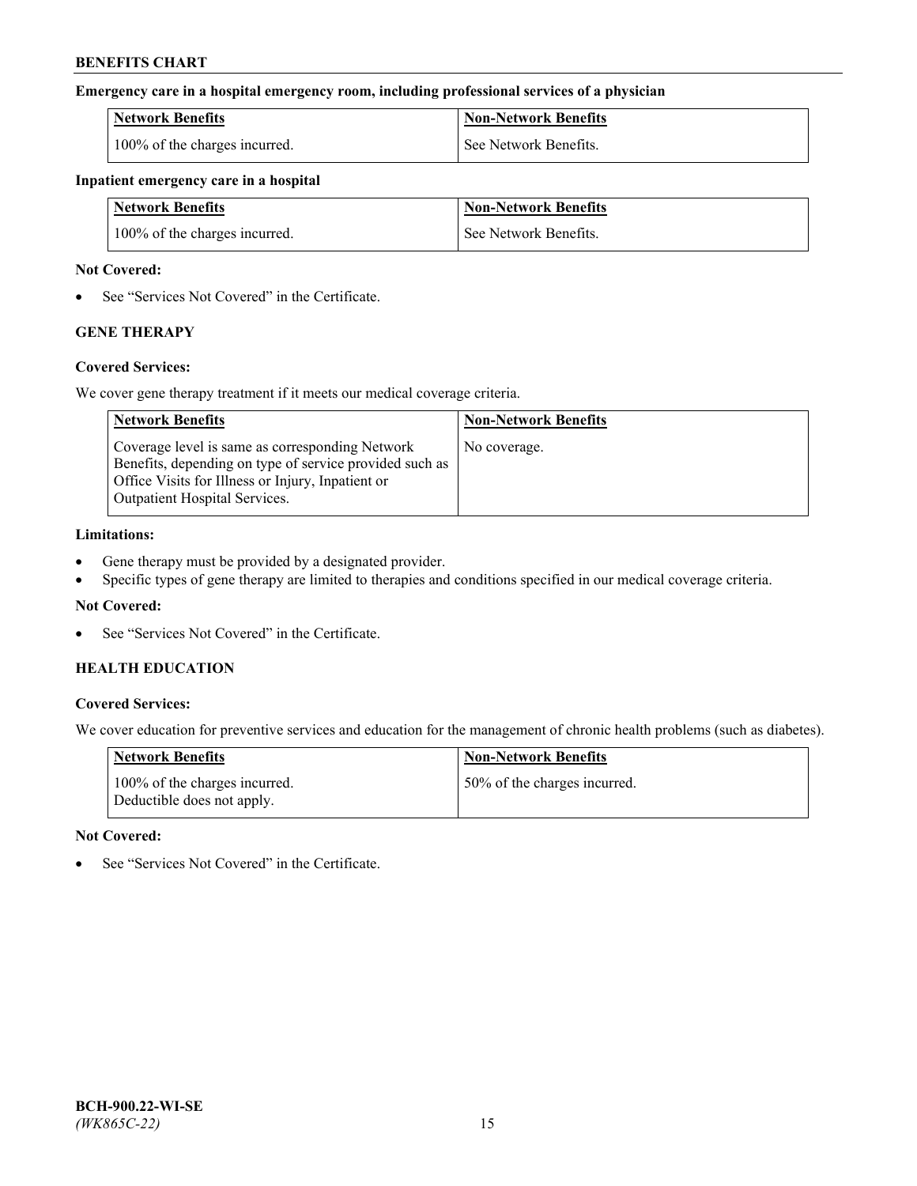**Emergency care in a hospital emergency room, including professional services of a physician**

| Network Benefits | Non-Network Benefits |
| --- | --- |
| 100% of the charges incurred. | See Network Benefits. |

**Inpatient emergency care in a hospital**

| Network Benefits | Non-Network Benefits |
| --- | --- |
| 100% of the charges incurred. | See Network Benefits. |

**Not Covered:**

- See "Services Not Covered" in the Certificate.

### GENE THERAPY

**Covered Services:**

We cover gene therapy treatment if it meets our medical coverage criteria.

| Network Benefits | Non-Network Benefits |
| --- | --- |
| Coverage level is same as corresponding Network Benefits, depending on type of service provided such as Office Visits for Illness or Injury, Inpatient or Outpatient Hospital Services. | No coverage. |

**Limitations:**

- Gene therapy must be provided by a designated provider.
- Specific types of gene therapy are limited to therapies and conditions specified in our medical coverage criteria.

**Not Covered:**

- See "Services Not Covered" in the Certificate.

### HEALTH EDUCATION

**Covered Services:**

We cover education for preventive services and education for the management of chronic health problems (such as diabetes).

| Network Benefits | Non-Network Benefits |
| --- | --- |
| 100% of the charges incurred. Deductible does not apply. | 50% of the charges incurred. |

**Not Covered:**

- See "Services Not Covered" in the Certificate.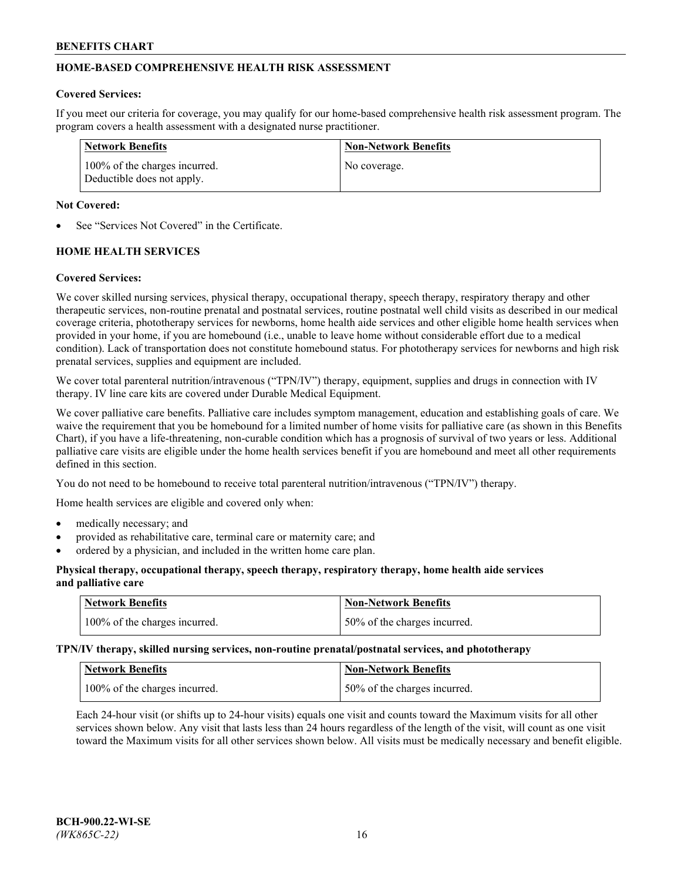## HOME-BASED COMPREHENSIVE HEALTH RISK ASSESSMENT

**Covered Services:**

If you meet our criteria for coverage, you may qualify for our home-based comprehensive health risk assessment program. The program covers a health assessment with a designated nurse practitioner.

| Network Benefits | Non-Network Benefits |
|---|---|
| 100% of the charges incurred. Deductible does not apply. | No coverage. |

**Not Covered:**

- See "Services Not Covered" in the Certificate.

## HOME HEALTH SERVICES

**Covered Services:**

We cover skilled nursing services, physical therapy, occupational therapy, speech therapy, respiratory therapy and other therapeutic services, non-routine prenatal and postnatal services, routine postnatal well child visits as described in our medical coverage criteria, phototherapy services for newborns, home health aide services and other eligible home health services when provided in your home, if you are homebound (i.e., unable to leave home without considerable effort due to a medical condition). Lack of transportation does not constitute homebound status. For phototherapy services for newborns and high risk prenatal services, supplies and equipment are included.

We cover total parenteral nutrition/intravenous ("TPN/IV") therapy, equipment, supplies and drugs in connection with IV therapy. IV line care kits are covered under Durable Medical Equipment.

We cover palliative care benefits. Palliative care includes symptom management, education and establishing goals of care. We waive the requirement that you be homebound for a limited number of home visits for palliative care (as shown in this Benefits Chart), if you have a life-threatening, non-curable condition which has a prognosis of survival of two years or less. Additional palliative care visits are eligible under the home health services benefit if you are homebound and meet all other requirements defined in this section.

You do not need to be homebound to receive total parenteral nutrition/intravenous ("TPN/IV") therapy.

Home health services are eligible and covered only when:

- medically necessary; and
- provided as rehabilitative care, terminal care or maternity care; and
- ordered by a physician, and included in the written home care plan.

**Physical therapy, occupational therapy, speech therapy, respiratory therapy, home health aide services and palliative care**

| Network Benefits | Non-Network Benefits |
|---|---|
| 100% of the charges incurred. | 50% of the charges incurred. |

**TPN/IV therapy, skilled nursing services, non-routine prenatal/postnatal services, and phototherapy**

| Network Benefits | Non-Network Benefits |
|---|---|
| 100% of the charges incurred. | 50% of the charges incurred. |

Each 24-hour visit (or shifts up to 24-hour visits) equals one visit and counts toward the Maximum visits for all other services shown below. Any visit that lasts less than 24 hours regardless of the length of the visit, will count as one visit toward the Maximum visits for all other services shown below. All visits must be medically necessary and benefit eligible.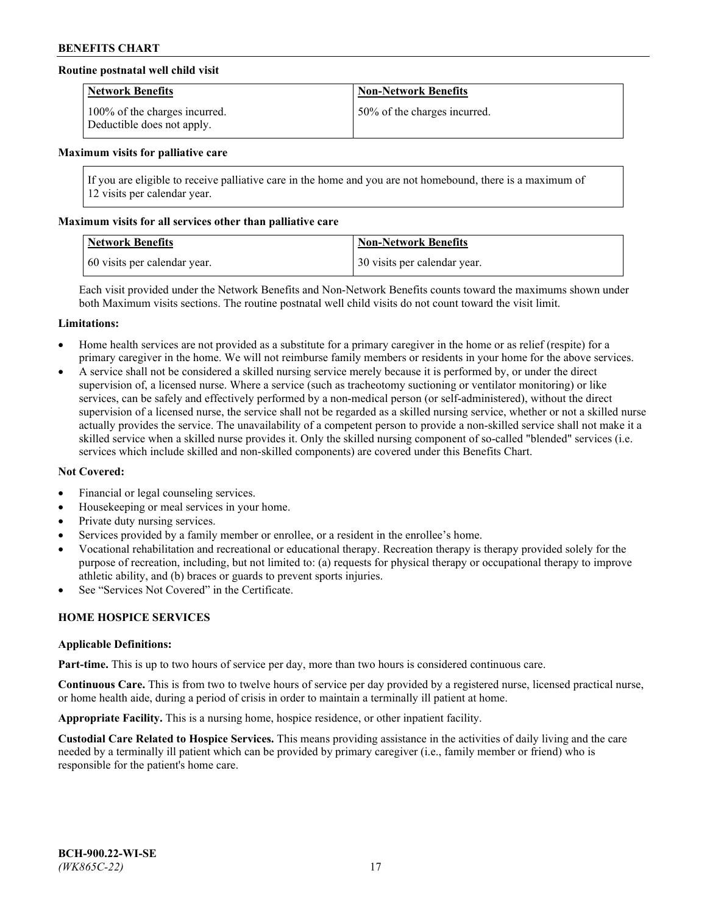**Routine postnatal well child visit**

| Network Benefits | Non-Network Benefits |
| --- | --- |
| 100% of the charges incurred. Deductible does not apply. | 50% of the charges incurred. |

**Maximum visits for palliative care**

If you are eligible to receive palliative care in the home and you are not homebound, there is a maximum of 12 visits per calendar year.

**Maximum visits for all services other than palliative care**

| Network Benefits | Non-Network Benefits |
| --- | --- |
| 60 visits per calendar year. | 30 visits per calendar year. |

Each visit provided under the Network Benefits and Non-Network Benefits counts toward the maximums shown under both Maximum visits sections. The routine postnatal well child visits do not count toward the visit limit.

**Limitations:**

- Home health services are not provided as a substitute for a primary caregiver in the home or as relief (respite) for a primary caregiver in the home. We will not reimburse family members or residents in your home for the above services.
- A service shall not be considered a skilled nursing service merely because it is performed by, or under the direct supervision of, a licensed nurse. Where a service (such as tracheotomy suctioning or ventilator monitoring) or like services, can be safely and effectively performed by a non-medical person (or self-administered), without the direct supervision of a licensed nurse, the service shall not be regarded as a skilled nursing service, whether or not a skilled nurse actually provides the service. The unavailability of a competent person to provide a non-skilled service shall not make it a skilled service when a skilled nurse provides it. Only the skilled nursing component of so-called "blended" services (i.e. services which include skilled and non-skilled components) are covered under this Benefits Chart.

**Not Covered:**

- Financial or legal counseling services.
- Housekeeping or meal services in your home.
- Private duty nursing services.
- Services provided by a family member or enrollee, or a resident in the enrollee's home.
- Vocational rehabilitation and recreational or educational therapy. Recreation therapy is therapy provided solely for the purpose of recreation, including, but not limited to: (a) requests for physical therapy or occupational therapy to improve athletic ability, and (b) braces or guards to prevent sports injuries.
- See "Services Not Covered" in the Certificate.

## HOME HOSPICE SERVICES

**Applicable Definitions:**

**Part-time.** This is up to two hours of service per day, more than two hours is considered continuous care.

**Continuous Care.** This is from two to twelve hours of service per day provided by a registered nurse, licensed practical nurse, or home health aide, during a period of crisis in order to maintain a terminally ill patient at home.

**Appropriate Facility.** This is a nursing home, hospice residence, or other inpatient facility.

**Custodial Care Related to Hospice Services.** This means providing assistance in the activities of daily living and the care needed by a terminally ill patient which can be provided by primary caregiver (i.e., family member or friend) who is responsible for the patient's home care.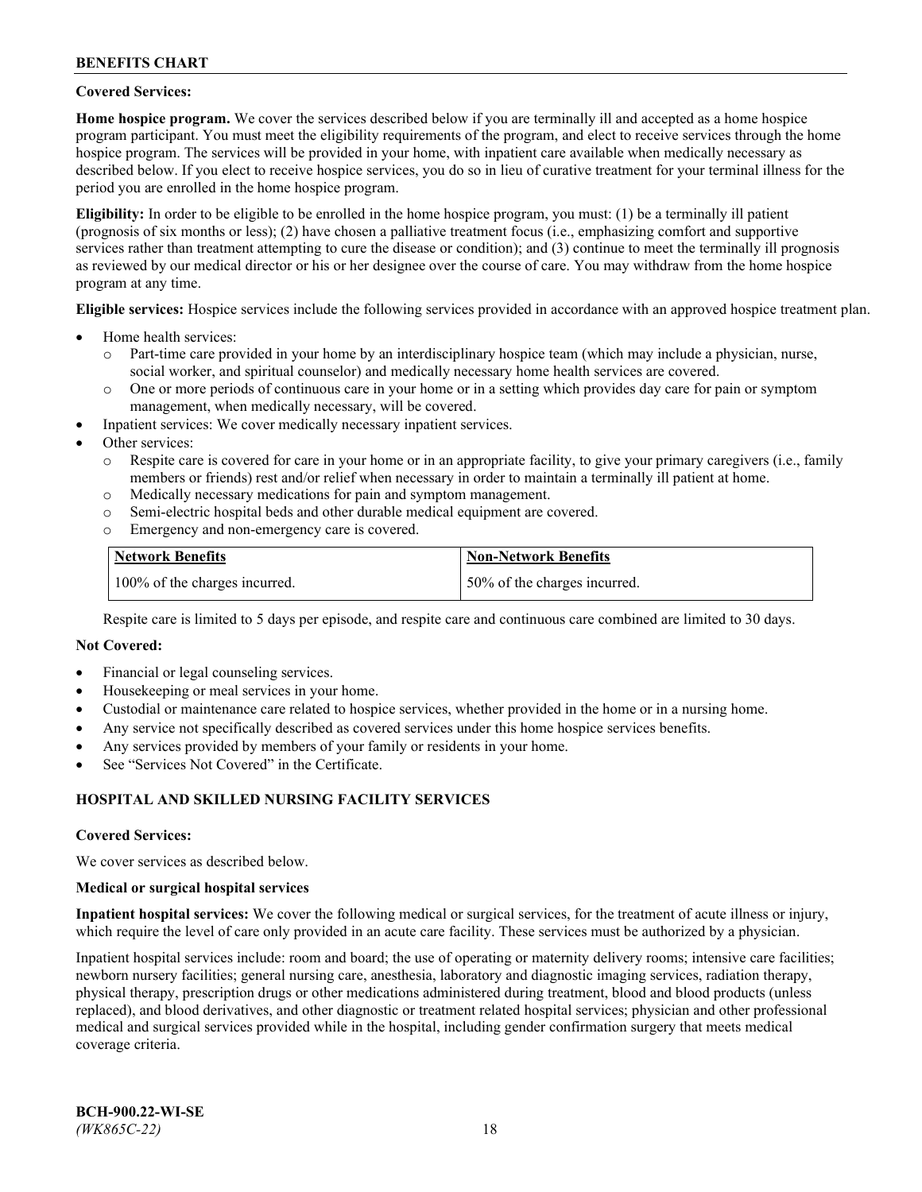**Covered Services:**

**Home hospice program.** We cover the services described below if you are terminally ill and accepted as a home hospice program participant. You must meet the eligibility requirements of the program, and elect to receive services through the home hospice program. The services will be provided in your home, with inpatient care available when medically necessary as described below. If you elect to receive hospice services, you do so in lieu of curative treatment for your terminal illness for the period you are enrolled in the home hospice program.

**Eligibility:** In order to be eligible to be enrolled in the home hospice program, you must: (1) be a terminally ill patient (prognosis of six months or less); (2) have chosen a palliative treatment focus (i.e., emphasizing comfort and supportive services rather than treatment attempting to cure the disease or condition); and (3) continue to meet the terminally ill prognosis as reviewed by our medical director or his or her designee over the course of care. You may withdraw from the home hospice program at any time.

**Eligible services:** Hospice services include the following services provided in accordance with an approved hospice treatment plan.

- Home health services:
  - Part-time care provided in your home by an interdisciplinary hospice team (which may include a physician, nurse, social worker, and spiritual counselor) and medically necessary home health services are covered.
  - One or more periods of continuous care in your home or in a setting which provides day care for pain or symptom management, when medically necessary, will be covered.
- Inpatient services: We cover medically necessary inpatient services.
- Other services:
  - Respite care is covered for care in your home or in an appropriate facility, to give your primary caregivers (i.e., family members or friends) rest and/or relief when necessary in order to maintain a terminally ill patient at home.
  - Medically necessary medications for pain and symptom management.
  - Semi-electric hospital beds and other durable medical equipment are covered.
  - Emergency and non-emergency care is covered.

| Network Benefits | Non-Network Benefits |
|---|---|
| 100% of the charges incurred. | 50% of the charges incurred. |

Respite care is limited to 5 days per episode, and respite care and continuous care combined are limited to 30 days.

**Not Covered:**

- Financial or legal counseling services.
- Housekeeping or meal services in your home.
- Custodial or maintenance care related to hospice services, whether provided in the home or in a nursing home.
- Any service not specifically described as covered services under this home hospice services benefits.
- Any services provided by members of your family or residents in your home.
- See "Services Not Covered" in the Certificate.

## HOSPITAL AND SKILLED NURSING FACILITY SERVICES

**Covered Services:**

We cover services as described below.

**Medical or surgical hospital services**

**Inpatient hospital services:** We cover the following medical or surgical services, for the treatment of acute illness or injury, which require the level of care only provided in an acute care facility. These services must be authorized by a physician.

Inpatient hospital services include: room and board; the use of operating or maternity delivery rooms; intensive care facilities; newborn nursery facilities; general nursing care, anesthesia, laboratory and diagnostic imaging services, radiation therapy, physical therapy, prescription drugs or other medications administered during treatment, blood and blood products (unless replaced), and blood derivatives, and other diagnostic or treatment related hospital services; physician and other professional medical and surgical services provided while in the hospital, including gender confirmation surgery that meets medical coverage criteria.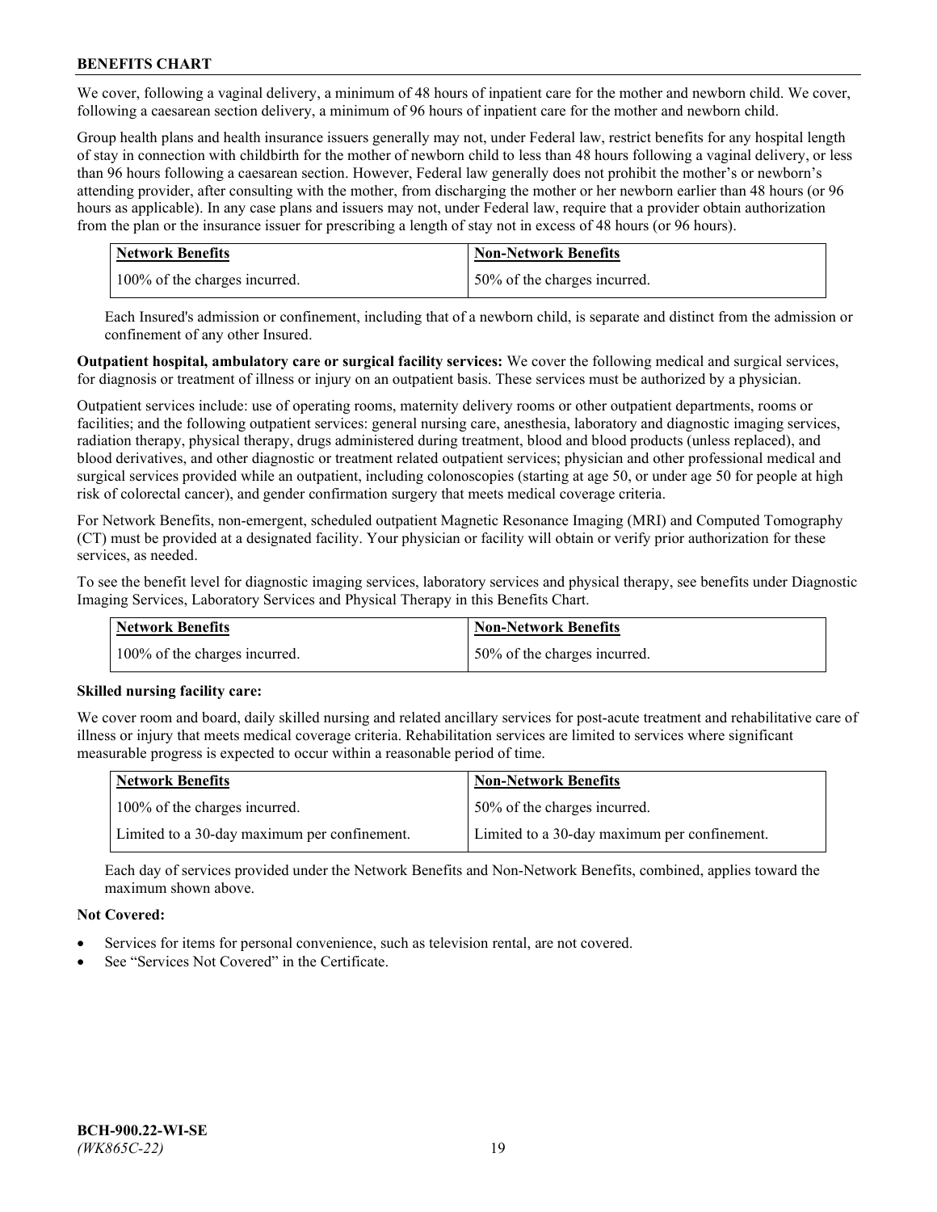We cover, following a vaginal delivery, a minimum of 48 hours of inpatient care for the mother and newborn child. We cover, following a caesarean section delivery, a minimum of 96 hours of inpatient care for the mother and newborn child.

Group health plans and health insurance issuers generally may not, under Federal law, restrict benefits for any hospital length of stay in connection with childbirth for the mother of newborn child to less than 48 hours following a vaginal delivery, or less than 96 hours following a caesarean section. However, Federal law generally does not prohibit the mother's or newborn's attending provider, after consulting with the mother, from discharging the mother or her newborn earlier than 48 hours (or 96 hours as applicable). In any case plans and issuers may not, under Federal law, require that a provider obtain authorization from the plan or the insurance issuer for prescribing a length of stay not in excess of 48 hours (or 96 hours).

| Network Benefits | Non-Network Benefits |
| --- | --- |
| 100% of the charges incurred. | 50% of the charges incurred. |

Each Insured's admission or confinement, including that of a newborn child, is separate and distinct from the admission or confinement of any other Insured.

**Outpatient hospital, ambulatory care or surgical facility services:** We cover the following medical and surgical services, for diagnosis or treatment of illness or injury on an outpatient basis. These services must be authorized by a physician.

Outpatient services include: use of operating rooms, maternity delivery rooms or other outpatient departments, rooms or facilities; and the following outpatient services: general nursing care, anesthesia, laboratory and diagnostic imaging services, radiation therapy, physical therapy, drugs administered during treatment, blood and blood products (unless replaced), and blood derivatives, and other diagnostic or treatment related outpatient services; physician and other professional medical and surgical services provided while an outpatient, including colonoscopies (starting at age 50, or under age 50 for people at high risk of colorectal cancer), and gender confirmation surgery that meets medical coverage criteria.

For Network Benefits, non-emergent, scheduled outpatient Magnetic Resonance Imaging (MRI) and Computed Tomography (CT) must be provided at a designated facility. Your physician or facility will obtain or verify prior authorization for these services, as needed.

To see the benefit level for diagnostic imaging services, laboratory services and physical therapy, see benefits under Diagnostic Imaging Services, Laboratory Services and Physical Therapy in this Benefits Chart.

| Network Benefits | Non-Network Benefits |
| --- | --- |
| 100% of the charges incurred. | 50% of the charges incurred. |

**Skilled nursing facility care:**

We cover room and board, daily skilled nursing and related ancillary services for post-acute treatment and rehabilitative care of illness or injury that meets medical coverage criteria. Rehabilitation services are limited to services where significant measurable progress is expected to occur within a reasonable period of time.

| Network Benefits | Non-Network Benefits |
| --- | --- |
| 100% of the charges incurred. | 50% of the charges incurred. |
| Limited to a 30-day maximum per confinement. | Limited to a 30-day maximum per confinement. |

Each day of services provided under the Network Benefits and Non-Network Benefits, combined, applies toward the maximum shown above.

**Not Covered:**

- Services for items for personal convenience, such as television rental, are not covered.
- See "Services Not Covered" in the Certificate.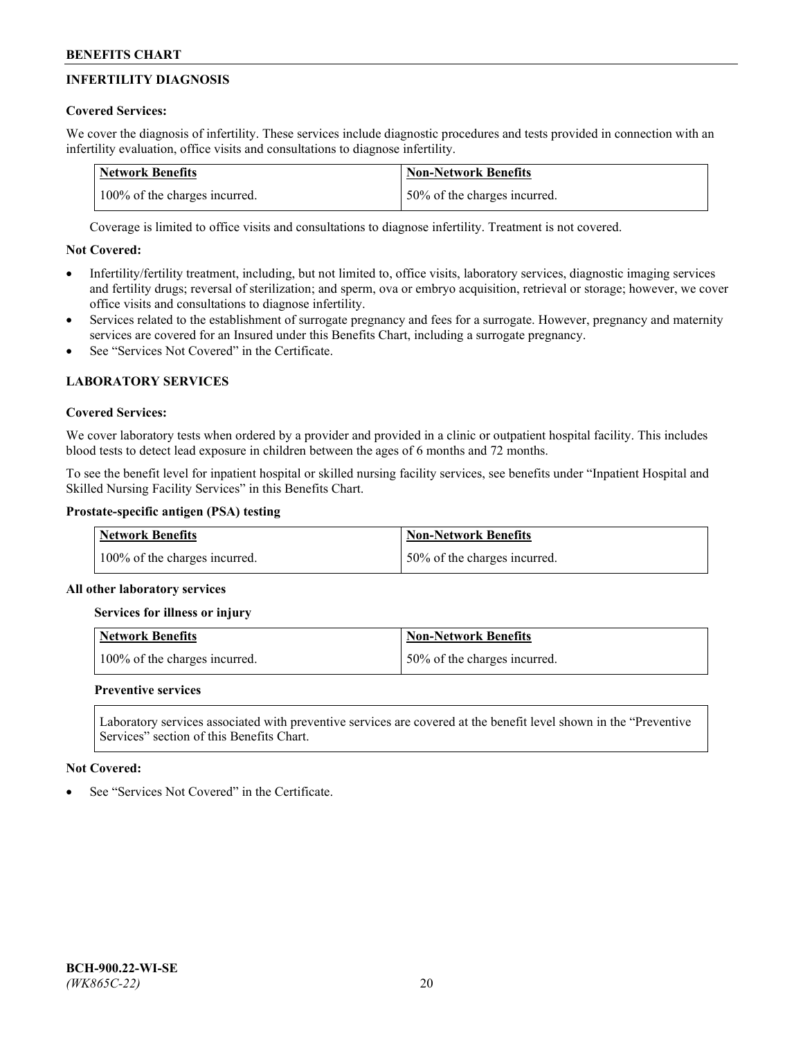## INFERTILITY DIAGNOSIS

**Covered Services:**

We cover the diagnosis of infertility. These services include diagnostic procedures and tests provided in connection with an infertility evaluation, office visits and consultations to diagnose infertility.

| Network Benefits | Non-Network Benefits |
| --- | --- |
| 100% of the charges incurred. | 50% of the charges incurred. |

Coverage is limited to office visits and consultations to diagnose infertility. Treatment is not covered.

**Not Covered:**

- Infertility/fertility treatment, including, but not limited to, office visits, laboratory services, diagnostic imaging services and fertility drugs; reversal of sterilization; and sperm, ova or embryo acquisition, retrieval or storage; however, we cover office visits and consultations to diagnose infertility.
- Services related to the establishment of surrogate pregnancy and fees for a surrogate. However, pregnancy and maternity services are covered for an Insured under this Benefits Chart, including a surrogate pregnancy.
- See "Services Not Covered" in the Certificate.

## LABORATORY SERVICES

**Covered Services:**

We cover laboratory tests when ordered by a provider and provided in a clinic or outpatient hospital facility. This includes blood tests to detect lead exposure in children between the ages of 6 months and 72 months.

To see the benefit level for inpatient hospital or skilled nursing facility services, see benefits under "Inpatient Hospital and Skilled Nursing Facility Services" in this Benefits Chart.

**Prostate-specific antigen (PSA) testing**

| Network Benefits | Non-Network Benefits |
| --- | --- |
| 100% of the charges incurred. | 50% of the charges incurred. |

**All other laboratory services**

**Services for illness or injury**

| Network Benefits | Non-Network Benefits |
| --- | --- |
| 100% of the charges incurred. | 50% of the charges incurred. |

**Preventive services**

Laboratory services associated with preventive services are covered at the benefit level shown in the "Preventive Services" section of this Benefits Chart.

**Not Covered:**

- See "Services Not Covered" in the Certificate.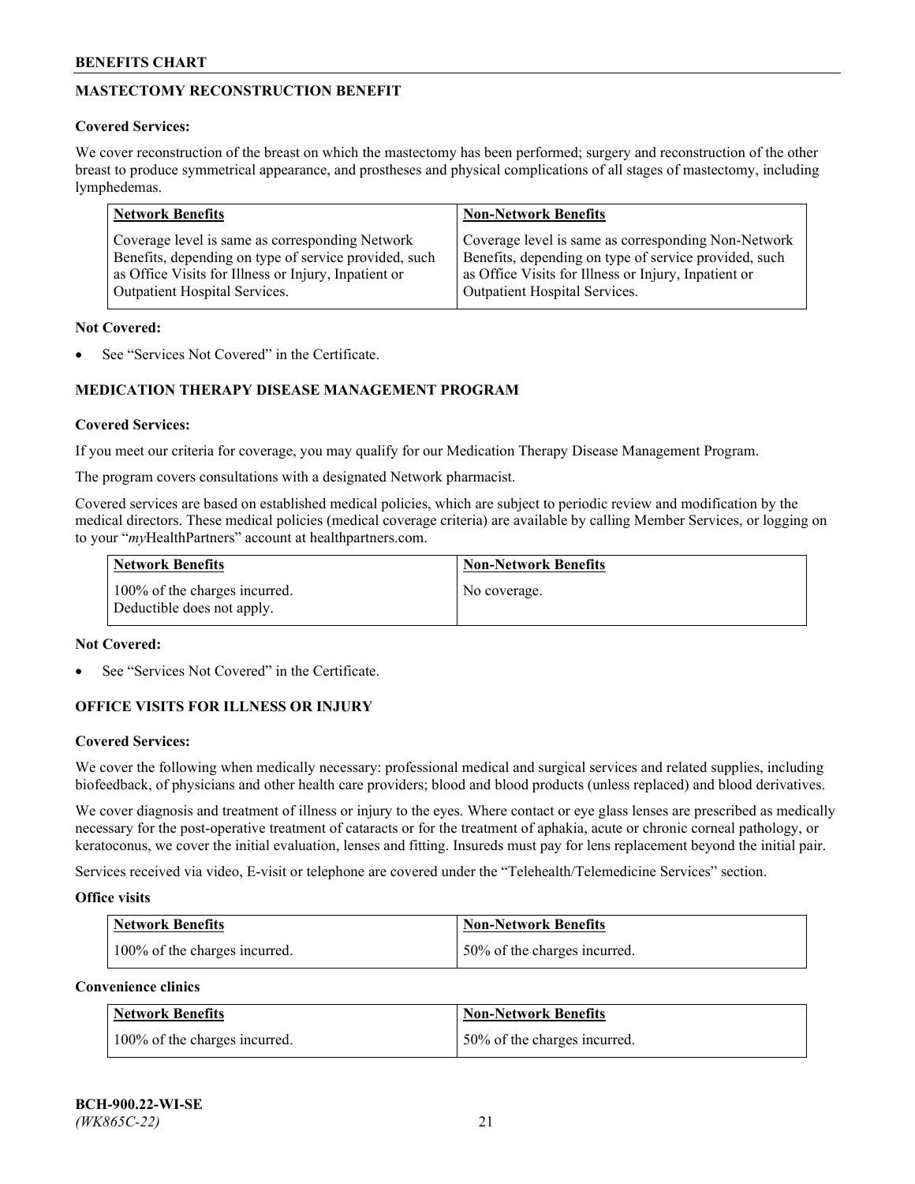## MASTECTOMY RECONSTRUCTION BENEFIT

**Covered Services:**

We cover reconstruction of the breast on which the mastectomy has been performed; surgery and reconstruction of the other breast to produce symmetrical appearance, and prostheses and physical complications of all stages of mastectomy, including lymphedemas.

| Network Benefits | Non-Network Benefits |
|---|---|
| Coverage level is same as corresponding Network Benefits, depending on type of service provided, such as Office Visits for Illness or Injury, Inpatient or Outpatient Hospital Services. | Coverage level is same as corresponding Non-Network Benefits, depending on type of service provided, such as Office Visits for Illness or Injury, Inpatient or Outpatient Hospital Services. |

**Not Covered:**

- See "Services Not Covered" in the Certificate.

## MEDICATION THERAPY DISEASE MANAGEMENT PROGRAM

**Covered Services:**

If you meet our criteria for coverage, you may qualify for our Medication Therapy Disease Management Program.

The program covers consultations with a designated Network pharmacist.

Covered services are based on established medical policies, which are subject to periodic review and modification by the medical directors. These medical policies (medical coverage criteria) are available by calling Member Services, or logging on to your "*my*HealthPartners" account at healthpartners.com.

| Network Benefits | Non-Network Benefits |
|---|---|
| 100% of the charges incurred. Deductible does not apply. | No coverage. |

**Not Covered:**

- See "Services Not Covered" in the Certificate.

## OFFICE VISITS FOR ILLNESS OR INJURY

**Covered Services:**

We cover the following when medically necessary: professional medical and surgical services and related supplies, including biofeedback, of physicians and other health care providers; blood and blood products (unless replaced) and blood derivatives.

We cover diagnosis and treatment of illness or injury to the eyes. Where contact or eye glass lenses are prescribed as medically necessary for the post-operative treatment of cataracts or for the treatment of aphakia, acute or chronic corneal pathology, or keratoconus, we cover the initial evaluation, lenses and fitting. Insureds must pay for lens replacement beyond the initial pair.

Services received via video, E-visit or telephone are covered under the "Telehealth/Telemedicine Services" section.

**Office visits**

| Network Benefits | Non-Network Benefits |
|---|---|
| 100% of the charges incurred. | 50% of the charges incurred. |

**Convenience clinics**

| Network Benefits | Non-Network Benefits |
|---|---|
| 100% of the charges incurred. | 50% of the charges incurred. |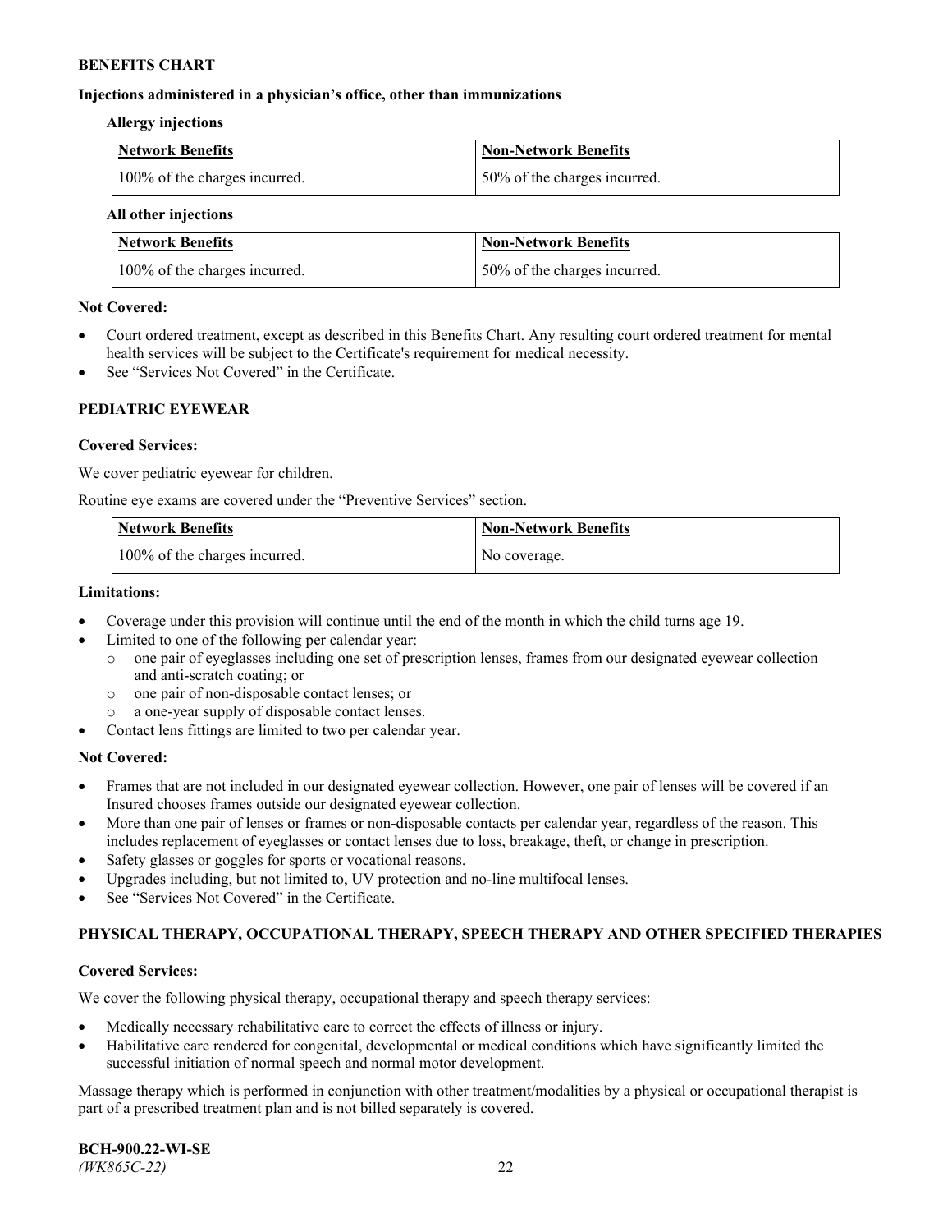**Injections administered in a physician's office, other than immunizations**

**Allergy injections**

| Network Benefits | Non-Network Benefits |
|---|---|
| 100% of the charges incurred. | 50% of the charges incurred. |

**All other injections**

| Network Benefits | Non-Network Benefits |
|---|---|
| 100% of the charges incurred. | 50% of the charges incurred. |

**Not Covered:**

- Court ordered treatment, except as described in this Benefits Chart. Any resulting court ordered treatment for mental health services will be subject to the Certificate's requirement for medical necessity.
- See "Services Not Covered" in the Certificate.

## PEDIATRIC EYEWEAR

**Covered Services:**

We cover pediatric eyewear for children.

Routine eye exams are covered under the "Preventive Services" section.

| Network Benefits | Non-Network Benefits |
|---|---|
| 100% of the charges incurred. | No coverage. |

**Limitations:**

- Coverage under this provision will continue until the end of the month in which the child turns age 19.
- Limited to one of the following per calendar year:
  - one pair of eyeglasses including one set of prescription lenses, frames from our designated eyewear collection and anti-scratch coating; or
  - one pair of non-disposable contact lenses; or
  - a one-year supply of disposable contact lenses.
- Contact lens fittings are limited to two per calendar year.

**Not Covered:**

- Frames that are not included in our designated eyewear collection. However, one pair of lenses will be covered if an Insured chooses frames outside our designated eyewear collection.
- More than one pair of lenses or frames or non-disposable contacts per calendar year, regardless of the reason. This includes replacement of eyeglasses or contact lenses due to loss, breakage, theft, or change in prescription.
- Safety glasses or goggles for sports or vocational reasons.
- Upgrades including, but not limited to, UV protection and no-line multifocal lenses.
- See "Services Not Covered" in the Certificate.

## PHYSICAL THERAPY, OCCUPATIONAL THERAPY, SPEECH THERAPY AND OTHER SPECIFIED THERAPIES

**Covered Services:**

We cover the following physical therapy, occupational therapy and speech therapy services:

- Medically necessary rehabilitative care to correct the effects of illness or injury.
- Habilitative care rendered for congenital, developmental or medical conditions which have significantly limited the successful initiation of normal speech and normal motor development.

Massage therapy which is performed in conjunction with other treatment/modalities by a physical or occupational therapist is part of a prescribed treatment plan and is not billed separately is covered.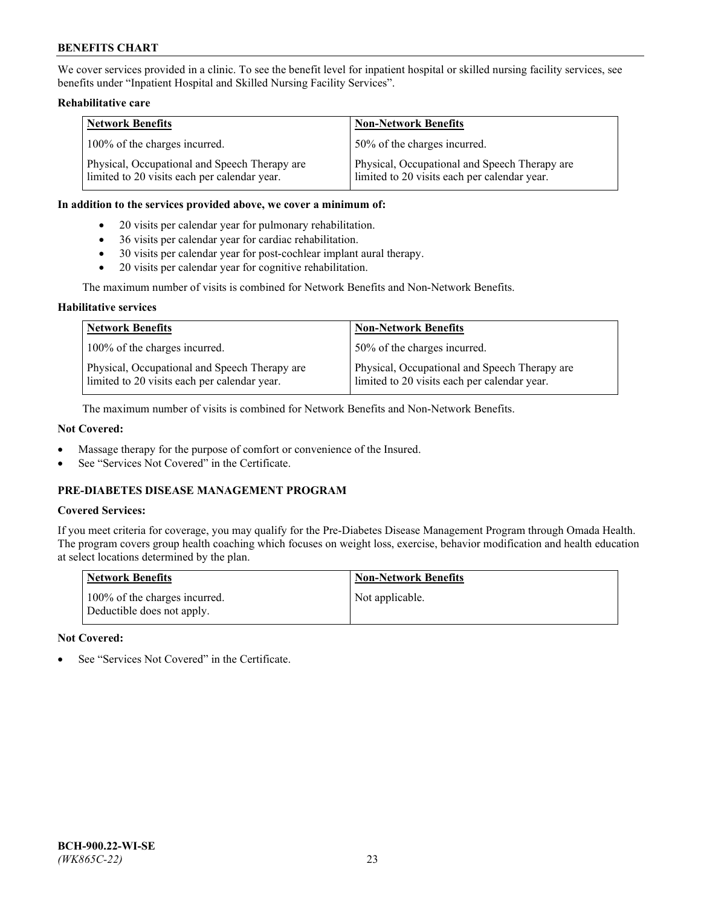We cover services provided in a clinic. To see the benefit level for inpatient hospital or skilled nursing facility services, see benefits under "Inpatient Hospital and Skilled Nursing Facility Services".

**Rehabilitative care**

| Network Benefits | Non-Network Benefits |
|---|---|
| 100% of the charges incurred. | 50% of the charges incurred. |
| Physical, Occupational and Speech Therapy are limited to 20 visits each per calendar year. | Physical, Occupational and Speech Therapy are limited to 20 visits each per calendar year. |

**In addition to the services provided above, we cover a minimum of:**

- 20 visits per calendar year for pulmonary rehabilitation.
- 36 visits per calendar year for cardiac rehabilitation.
- 30 visits per calendar year for post-cochlear implant aural therapy.
- 20 visits per calendar year for cognitive rehabilitation.

The maximum number of visits is combined for Network Benefits and Non-Network Benefits.

**Habilitative services**

| Network Benefits | Non-Network Benefits |
|---|---|
| 100% of the charges incurred. | 50% of the charges incurred. |
| Physical, Occupational and Speech Therapy are limited to 20 visits each per calendar year. | Physical, Occupational and Speech Therapy are limited to 20 visits each per calendar year. |

The maximum number of visits is combined for Network Benefits and Non-Network Benefits.

**Not Covered:**

- Massage therapy for the purpose of comfort or convenience of the Insured.
- See "Services Not Covered" in the Certificate.

## PRE-DIABETES DISEASE MANAGEMENT PROGRAM

**Covered Services:**

If you meet criteria for coverage, you may qualify for the Pre-Diabetes Disease Management Program through Omada Health. The program covers group health coaching which focuses on weight loss, exercise, behavior modification and health education at select locations determined by the plan.

| Network Benefits | Non-Network Benefits |
|---|---|
| 100% of the charges incurred. Deductible does not apply. | Not applicable. |

**Not Covered:**

- See "Services Not Covered" in the Certificate.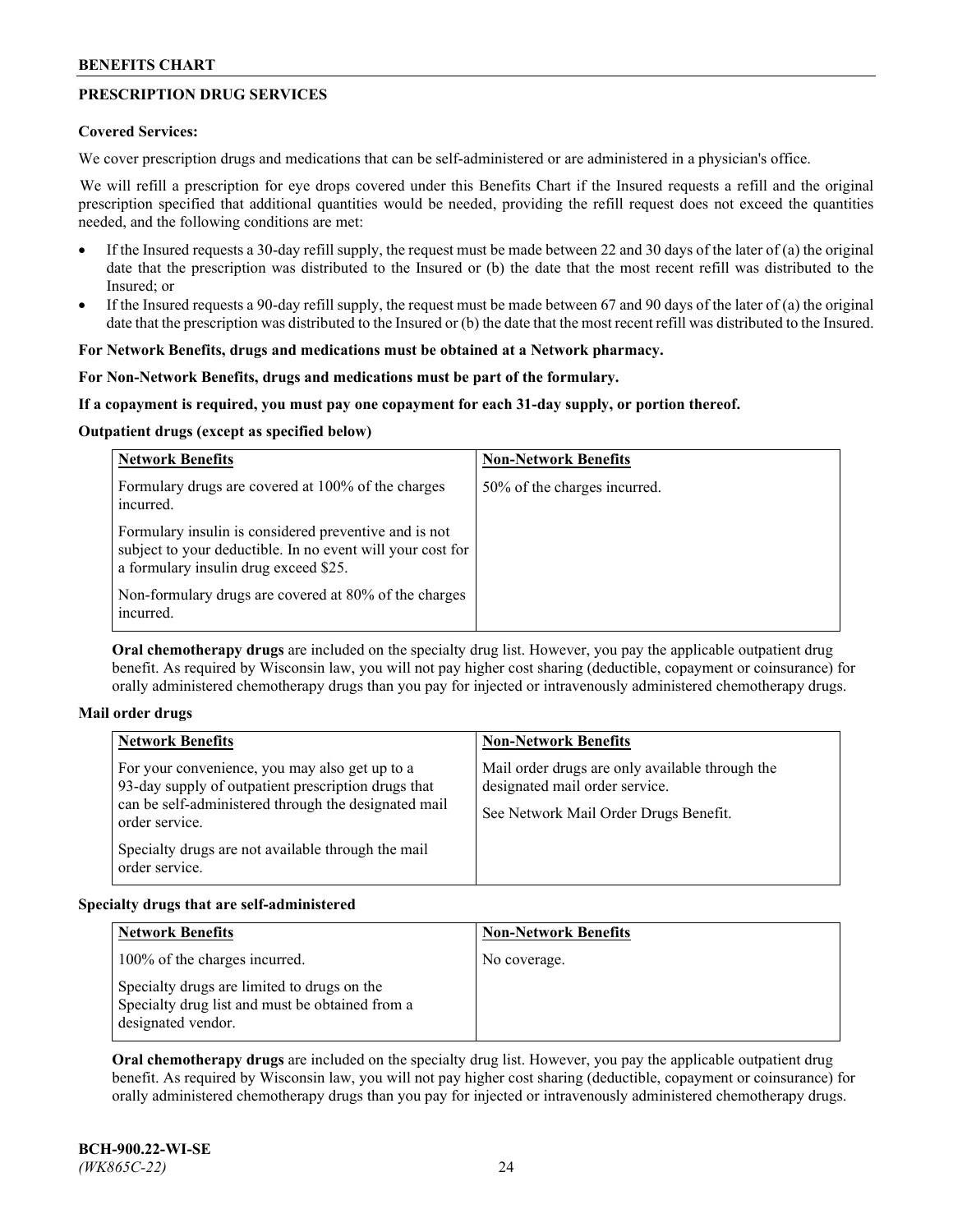## PRESCRIPTION DRUG SERVICES

**Covered Services:**

We cover prescription drugs and medications that can be self-administered or are administered in a physician's office.

We will refill a prescription for eye drops covered under this Benefits Chart if the Insured requests a refill and the original prescription specified that additional quantities would be needed, providing the refill request does not exceed the quantities needed, and the following conditions are met:

- If the Insured requests a 30-day refill supply, the request must be made between 22 and 30 days of the later of (a) the original date that the prescription was distributed to the Insured or (b) the date that the most recent refill was distributed to the Insured; or
- If the Insured requests a 90-day refill supply, the request must be made between 67 and 90 days of the later of (a) the original date that the prescription was distributed to the Insured or (b) the date that the most recent refill was distributed to the Insured.

**For Network Benefits, drugs and medications must be obtained at a Network pharmacy.**

**For Non-Network Benefits, drugs and medications must be part of the formulary.**

**If a copayment is required, you must pay one copayment for each 31-day supply, or portion thereof.**

**Outpatient drugs (except as specified below)**

| Network Benefits | Non-Network Benefits |
|---|---|
| Formulary drugs are covered at 100% of the charges incurred.<br><br>Formulary insulin is considered preventive and is not subject to your deductible. In no event will your cost for a formulary insulin drug exceed $25.<br><br>Non-formulary drugs are covered at 80% of the charges incurred. | 50% of the charges incurred. |

**Oral chemotherapy drugs** are included on the specialty drug list. However, you pay the applicable outpatient drug benefit. As required by Wisconsin law, you will not pay higher cost sharing (deductible, copayment or coinsurance) for orally administered chemotherapy drugs than you pay for injected or intravenously administered chemotherapy drugs.

**Mail order drugs**

| Network Benefits | Non-Network Benefits |
|---|---|
| For your convenience, you may also get up to a 93-day supply of outpatient prescription drugs that can be self-administered through the designated mail order service.<br><br>Specialty drugs are not available through the mail order service. | Mail order drugs are only available through the designated mail order service.<br><br>See Network Mail Order Drugs Benefit. |

**Specialty drugs that are self-administered**

| Network Benefits | Non-Network Benefits |
|---|---|
| 100% of the charges incurred.<br><br>Specialty drugs are limited to drugs on the Specialty drug list and must be obtained from a designated vendor. | No coverage. |

**Oral chemotherapy drugs** are included on the specialty drug list. However, you pay the applicable outpatient drug benefit. As required by Wisconsin law, you will not pay higher cost sharing (deductible, copayment or coinsurance) for orally administered chemotherapy drugs than you pay for injected or intravenously administered chemotherapy drugs.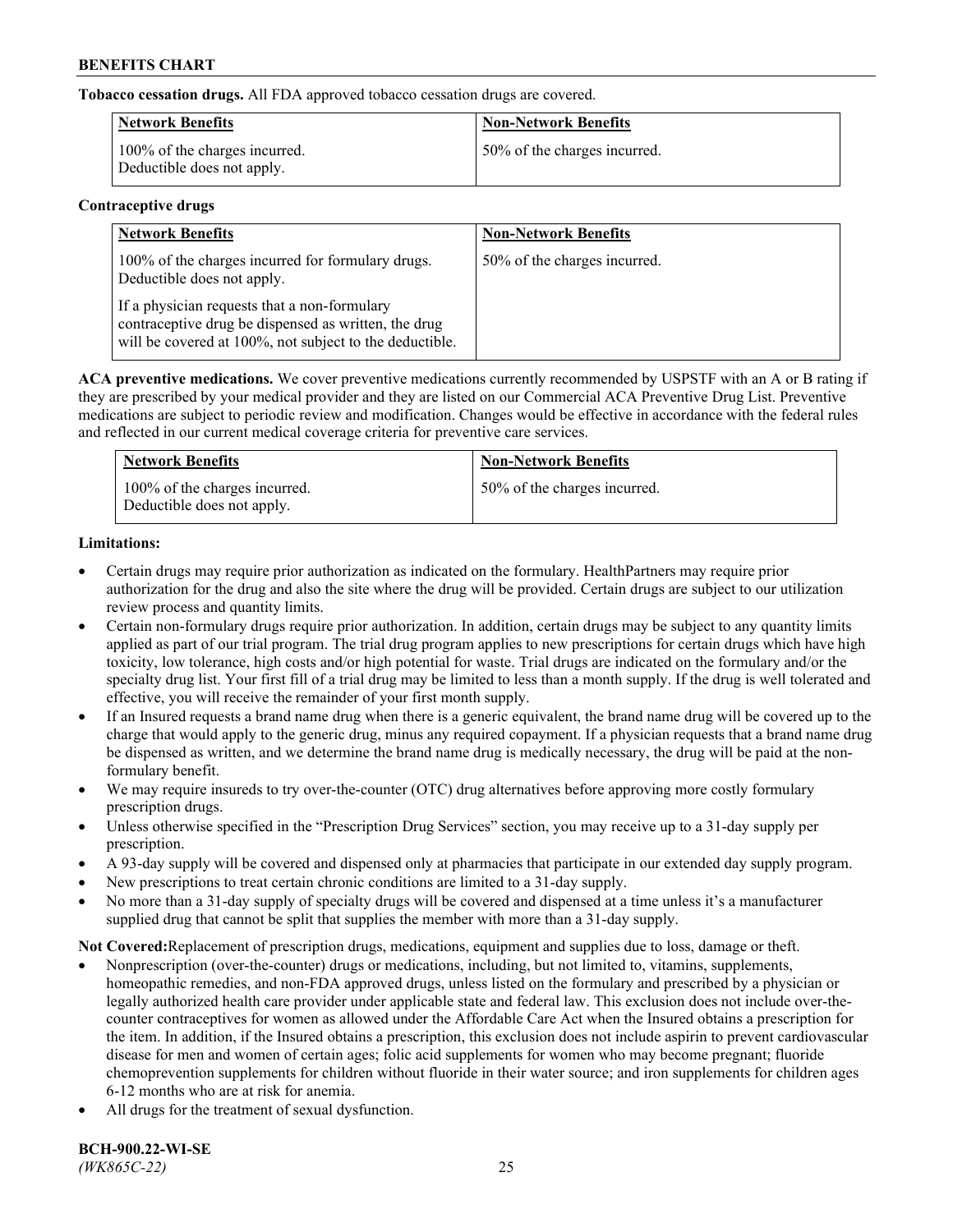**Tobacco cessation drugs.** All FDA approved tobacco cessation drugs are covered.

| Network Benefits | Non-Network Benefits |
|---|---|
| 100% of the charges incurred. Deductible does not apply. | 50% of the charges incurred. |

**Contraceptive drugs**

| Network Benefits | Non-Network Benefits |
|---|---|
| 100% of the charges incurred for formulary drugs. Deductible does not apply. If a physician requests that a non-formulary contraceptive drug be dispensed as written, the drug will be covered at 100%, not subject to the deductible. | 50% of the charges incurred. |

**ACA preventive medications.** We cover preventive medications currently recommended by USPSTF with an A or B rating if they are prescribed by your medical provider and they are listed on our Commercial ACA Preventive Drug List. Preventive medications are subject to periodic review and modification. Changes would be effective in accordance with the federal rules and reflected in our current medical coverage criteria for preventive care services.

| Network Benefits | Non-Network Benefits |
|---|---|
| 100% of the charges incurred. Deductible does not apply. | 50% of the charges incurred. |

**Limitations:**

- Certain drugs may require prior authorization as indicated on the formulary. HealthPartners may require prior authorization for the drug and also the site where the drug will be provided. Certain drugs are subject to our utilization review process and quantity limits.
- Certain non-formulary drugs require prior authorization. In addition, certain drugs may be subject to any quantity limits applied as part of our trial program. The trial drug program applies to new prescriptions for certain drugs which have high toxicity, low tolerance, high costs and/or high potential for waste. Trial drugs are indicated on the formulary and/or the specialty drug list. Your first fill of a trial drug may be limited to less than a month supply. If the drug is well tolerated and effective, you will receive the remainder of your first month supply.
- If an Insured requests a brand name drug when there is a generic equivalent, the brand name drug will be covered up to the charge that would apply to the generic drug, minus any required copayment. If a physician requests that a brand name drug be dispensed as written, and we determine the brand name drug is medically necessary, the drug will be paid at the non-formulary benefit.
- We may require insureds to try over-the-counter (OTC) drug alternatives before approving more costly formulary prescription drugs.
- Unless otherwise specified in the "Prescription Drug Services" section, you may receive up to a 31-day supply per prescription.
- A 93-day supply will be covered and dispensed only at pharmacies that participate in our extended day supply program.
- New prescriptions to treat certain chronic conditions are limited to a 31-day supply.
- No more than a 31-day supply of specialty drugs will be covered and dispensed at a time unless it's a manufacturer supplied drug that cannot be split that supplies the member with more than a 31-day supply.

**Not Covered:**Replacement of prescription drugs, medications, equipment and supplies due to loss, damage or theft.

- Nonprescription (over-the-counter) drugs or medications, including, but not limited to, vitamins, supplements, homeopathic remedies, and non-FDA approved drugs, unless listed on the formulary and prescribed by a physician or legally authorized health care provider under applicable state and federal law. This exclusion does not include over-the-counter contraceptives for women as allowed under the Affordable Care Act when the Insured obtains a prescription for the item. In addition, if the Insured obtains a prescription, this exclusion does not include aspirin to prevent cardiovascular disease for men and women of certain ages; folic acid supplements for women who may become pregnant; fluoride chemoprevention supplements for children without fluoride in their water source; and iron supplements for children ages 6-12 months who are at risk for anemia.
- All drugs for the treatment of sexual dysfunction.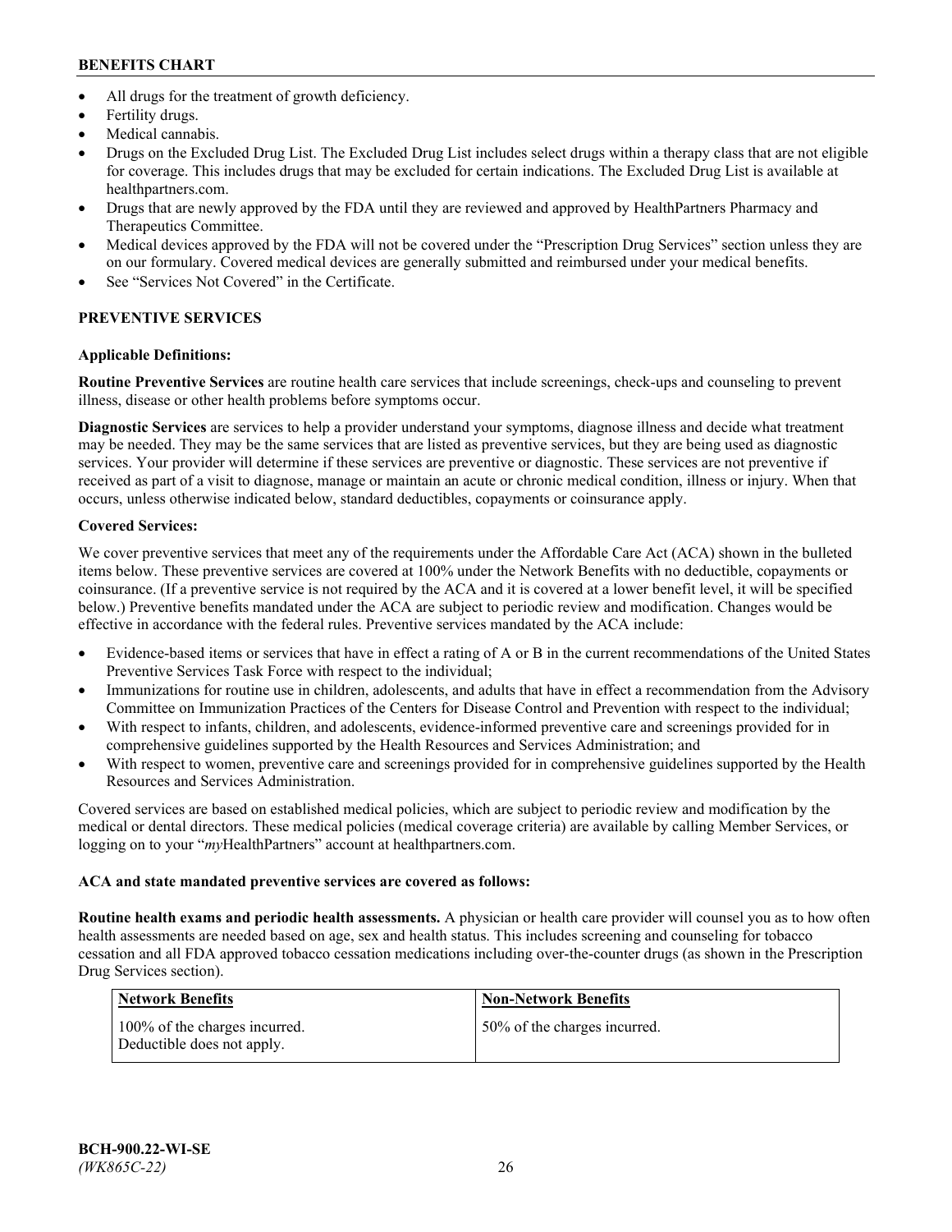- All drugs for the treatment of growth deficiency.
- Fertility drugs.
- Medical cannabis.
- Drugs on the Excluded Drug List. The Excluded Drug List includes select drugs within a therapy class that are not eligible for coverage. This includes drugs that may be excluded for certain indications. The Excluded Drug List is available at healthpartners.com.
- Drugs that are newly approved by the FDA until they are reviewed and approved by HealthPartners Pharmacy and Therapeutics Committee.
- Medical devices approved by the FDA will not be covered under the "Prescription Drug Services" section unless they are on our formulary. Covered medical devices are generally submitted and reimbursed under your medical benefits.
- See "Services Not Covered" in the Certificate.

## PREVENTIVE SERVICES

### Applicable Definitions:

**Routine Preventive Services** are routine health care services that include screenings, check-ups and counseling to prevent illness, disease or other health problems before symptoms occur.

**Diagnostic Services** are services to help a provider understand your symptoms, diagnose illness and decide what treatment may be needed. They may be the same services that are listed as preventive services, but they are being used as diagnostic services. Your provider will determine if these services are preventive or diagnostic. These services are not preventive if received as part of a visit to diagnose, manage or maintain an acute or chronic medical condition, illness or injury. When that occurs, unless otherwise indicated below, standard deductibles, copayments or coinsurance apply.

### Covered Services:

We cover preventive services that meet any of the requirements under the Affordable Care Act (ACA) shown in the bulleted items below. These preventive services are covered at 100% under the Network Benefits with no deductible, copayments or coinsurance. (If a preventive service is not required by the ACA and it is covered at a lower benefit level, it will be specified below.) Preventive benefits mandated under the ACA are subject to periodic review and modification. Changes would be effective in accordance with the federal rules. Preventive services mandated by the ACA include:

- Evidence-based items or services that have in effect a rating of A or B in the current recommendations of the United States Preventive Services Task Force with respect to the individual;
- Immunizations for routine use in children, adolescents, and adults that have in effect a recommendation from the Advisory Committee on Immunization Practices of the Centers for Disease Control and Prevention with respect to the individual;
- With respect to infants, children, and adolescents, evidence-informed preventive care and screenings provided for in comprehensive guidelines supported by the Health Resources and Services Administration; and
- With respect to women, preventive care and screenings provided for in comprehensive guidelines supported by the Health Resources and Services Administration.

Covered services are based on established medical policies, which are subject to periodic review and modification by the medical or dental directors. These medical policies (medical coverage criteria) are available by calling Member Services, or logging on to your "*my*HealthPartners" account at healthpartners.com.

### ACA and state mandated preventive services are covered as follows:

**Routine health exams and periodic health assessments.** A physician or health care provider will counsel you as to how often health assessments are needed based on age, sex and health status. This includes screening and counseling for tobacco cessation and all FDA approved tobacco cessation medications including over-the-counter drugs (as shown in the Prescription Drug Services section).

| Network Benefits | Non-Network Benefits |
| --- | --- |
| 100% of the charges incurred. Deductible does not apply. | 50% of the charges incurred. |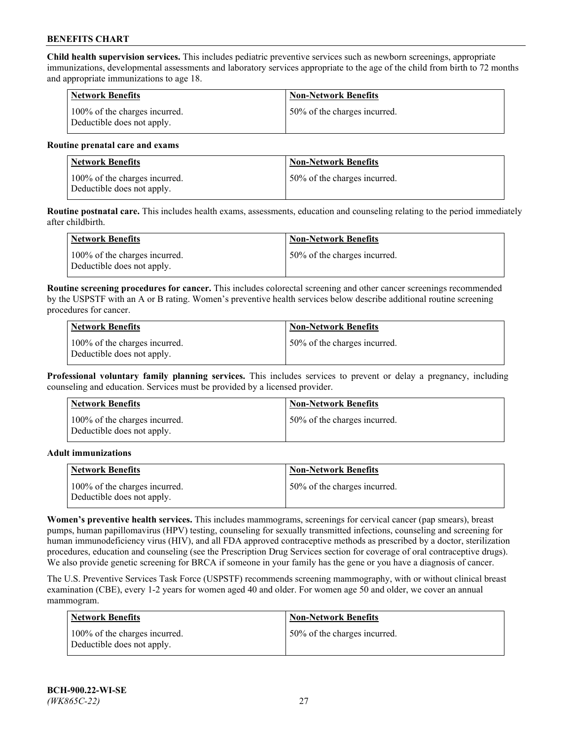**Child health supervision services.** This includes pediatric preventive services such as newborn screenings, appropriate immunizations, developmental assessments and laboratory services appropriate to the age of the child from birth to 72 months and appropriate immunizations to age 18.

| Network Benefits | Non-Network Benefits |
| --- | --- |
| 100% of the charges incurred. Deductible does not apply. | 50% of the charges incurred. |

**Routine prenatal care and exams**

| Network Benefits | Non-Network Benefits |
| --- | --- |
| 100% of the charges incurred. Deductible does not apply. | 50% of the charges incurred. |

**Routine postnatal care.** This includes health exams, assessments, education and counseling relating to the period immediately after childbirth.

| Network Benefits | Non-Network Benefits |
| --- | --- |
| 100% of the charges incurred. Deductible does not apply. | 50% of the charges incurred. |

**Routine screening procedures for cancer.** This includes colorectal screening and other cancer screenings recommended by the USPSTF with an A or B rating. Women's preventive health services below describe additional routine screening procedures for cancer.

| Network Benefits | Non-Network Benefits |
| --- | --- |
| 100% of the charges incurred. Deductible does not apply. | 50% of the charges incurred. |

**Professional voluntary family planning services.** This includes services to prevent or delay a pregnancy, including counseling and education. Services must be provided by a licensed provider.

| Network Benefits | Non-Network Benefits |
| --- | --- |
| 100% of the charges incurred. Deductible does not apply. | 50% of the charges incurred. |

**Adult immunizations**

| Network Benefits | Non-Network Benefits |
| --- | --- |
| 100% of the charges incurred. Deductible does not apply. | 50% of the charges incurred. |

**Women's preventive health services.** This includes mammograms, screenings for cervical cancer (pap smears), breast pumps, human papillomavirus (HPV) testing, counseling for sexually transmitted infections, counseling and screening for human immunodeficiency virus (HIV), and all FDA approved contraceptive methods as prescribed by a doctor, sterilization procedures, education and counseling (see the Prescription Drug Services section for coverage of oral contraceptive drugs). We also provide genetic screening for BRCA if someone in your family has the gene or you have a diagnosis of cancer.

The U.S. Preventive Services Task Force (USPSTF) recommends screening mammography, with or without clinical breast examination (CBE), every 1-2 years for women aged 40 and older. For women age 50 and older, we cover an annual mammogram.

| Network Benefits | Non-Network Benefits |
| --- | --- |
| 100% of the charges incurred. Deductible does not apply. | 50% of the charges incurred. |

**BCH-900.22-WI-SE**
*(WK865C-22)*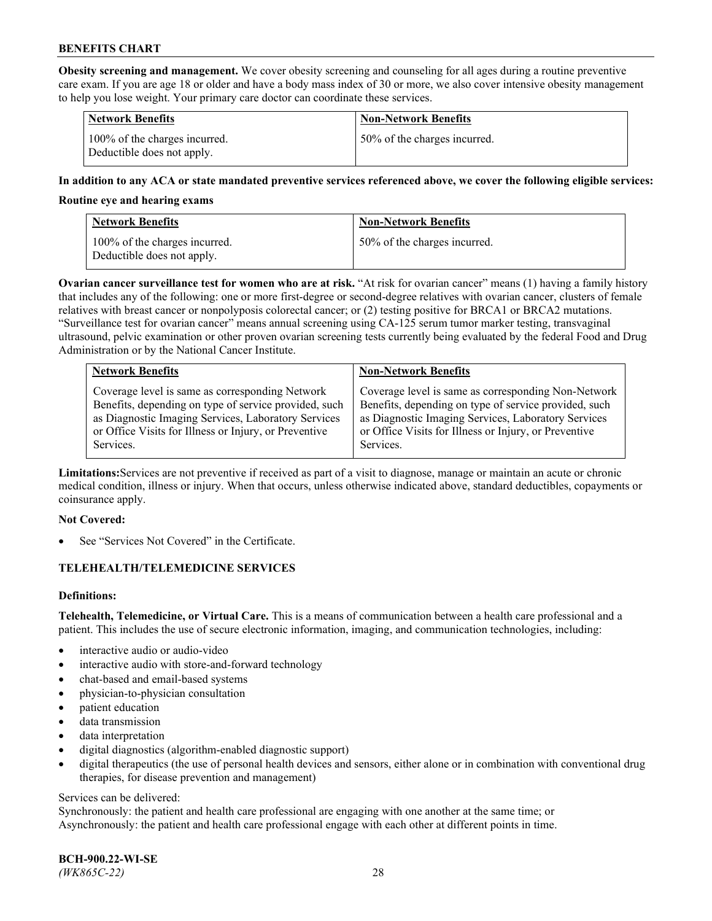**Obesity screening and management.** We cover obesity screening and counseling for all ages during a routine preventive care exam. If you are age 18 or older and have a body mass index of 30 or more, we also cover intensive obesity management to help you lose weight. Your primary care doctor can coordinate these services.

| Network Benefits | Non-Network Benefits |
| --- | --- |
| 100% of the charges incurred. Deductible does not apply. | 50% of the charges incurred. |

**In addition to any ACA or state mandated preventive services referenced above, we cover the following eligible services:**

**Routine eye and hearing exams**

| Network Benefits | Non-Network Benefits |
| --- | --- |
| 100% of the charges incurred. Deductible does not apply. | 50% of the charges incurred. |

**Ovarian cancer surveillance test for women who are at risk.** "At risk for ovarian cancer" means (1) having a family history that includes any of the following: one or more first-degree or second-degree relatives with ovarian cancer, clusters of female relatives with breast cancer or nonpolyposis colorectal cancer; or (2) testing positive for BRCA1 or BRCA2 mutations. "Surveillance test for ovarian cancer" means annual screening using CA-125 serum tumor marker testing, transvaginal ultrasound, pelvic examination or other proven ovarian screening tests currently being evaluated by the federal Food and Drug Administration or by the National Cancer Institute.

| Network Benefits | Non-Network Benefits |
| --- | --- |
| Coverage level is same as corresponding Network Benefits, depending on type of service provided, such as Diagnostic Imaging Services, Laboratory Services or Office Visits for Illness or Injury, or Preventive Services. | Coverage level is same as corresponding Non-Network Benefits, depending on type of service provided, such as Diagnostic Imaging Services, Laboratory Services or Office Visits for Illness or Injury, or Preventive Services. |

**Limitations:** Services are not preventive if received as part of a visit to diagnose, manage or maintain an acute or chronic medical condition, illness or injury. When that occurs, unless otherwise indicated above, standard deductibles, copayments or coinsurance apply.

**Not Covered:**

- See "Services Not Covered" in the Certificate.

## TELEHEALTH/TELEMEDICINE SERVICES

**Definitions:**

**Telehealth, Telemedicine, or Virtual Care.** This is a means of communication between a health care professional and a patient. This includes the use of secure electronic information, imaging, and communication technologies, including:

- interactive audio or audio-video
- interactive audio with store-and-forward technology
- chat-based and email-based systems
- physician-to-physician consultation
- patient education
- data transmission
- data interpretation
- digital diagnostics (algorithm-enabled diagnostic support)
- digital therapeutics (the use of personal health devices and sensors, either alone or in combination with conventional drug therapies, for disease prevention and management)

Services can be delivered:
Synchronously: the patient and health care professional are engaging with one another at the same time; or
Asynchronously: the patient and health care professional engage with each other at different points in time.

**BCH-900.22-WI-SE**
*(WK865C-22)*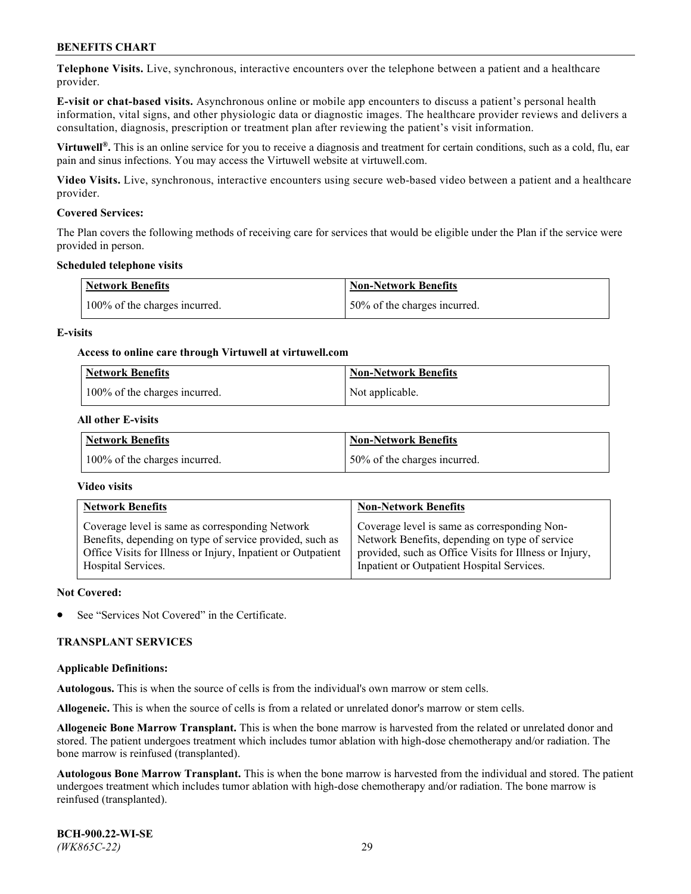**Telephone Visits.** Live, synchronous, interactive encounters over the telephone between a patient and a healthcare provider.

**E-visit or chat-based visits.** Asynchronous online or mobile app encounters to discuss a patient's personal health information, vital signs, and other physiologic data or diagnostic images. The healthcare provider reviews and delivers a consultation, diagnosis, prescription or treatment plan after reviewing the patient's visit information.

**Virtuwell®.** This is an online service for you to receive a diagnosis and treatment for certain conditions, such as a cold, flu, ear pain and sinus infections. You may access the Virtuwell website at virtuwell.com.

**Video Visits.** Live, synchronous, interactive encounters using secure web-based video between a patient and a healthcare provider.

**Covered Services:**

The Plan covers the following methods of receiving care for services that would be eligible under the Plan if the service were provided in person.

**Scheduled telephone visits**

| Network Benefits | Non-Network Benefits |
|---|---|
| 100% of the charges incurred. | 50% of the charges incurred. |

**E-visits**

**Access to online care through Virtuwell at virtuwell.com**

| Network Benefits | Non-Network Benefits |
|---|---|
| 100% of the charges incurred. | Not applicable. |

**All other E-visits**

| Network Benefits | Non-Network Benefits |
|---|---|
| 100% of the charges incurred. | 50% of the charges incurred. |

**Video visits**

| Network Benefits | Non-Network Benefits |
|---|---|
| Coverage level is same as corresponding Network Benefits, depending on type of service provided, such as Office Visits for Illness or Injury, Inpatient or Outpatient Hospital Services. | Coverage level is same as corresponding Non-Network Benefits, depending on type of service provided, such as Office Visits for Illness or Injury, Inpatient or Outpatient Hospital Services. |

**Not Covered:**

- See "Services Not Covered" in the Certificate.

## TRANSPLANT SERVICES

**Applicable Definitions:**

**Autologous.** This is when the source of cells is from the individual's own marrow or stem cells.

**Allogeneic.** This is when the source of cells is from a related or unrelated donor's marrow or stem cells.

**Allogeneic Bone Marrow Transplant.** This is when the bone marrow is harvested from the related or unrelated donor and stored. The patient undergoes treatment which includes tumor ablation with high-dose chemotherapy and/or radiation. The bone marrow is reinfused (transplanted).

**Autologous Bone Marrow Transplant.** This is when the bone marrow is harvested from the individual and stored. The patient undergoes treatment which includes tumor ablation with high-dose chemotherapy and/or radiation. The bone marrow is reinfused (transplanted).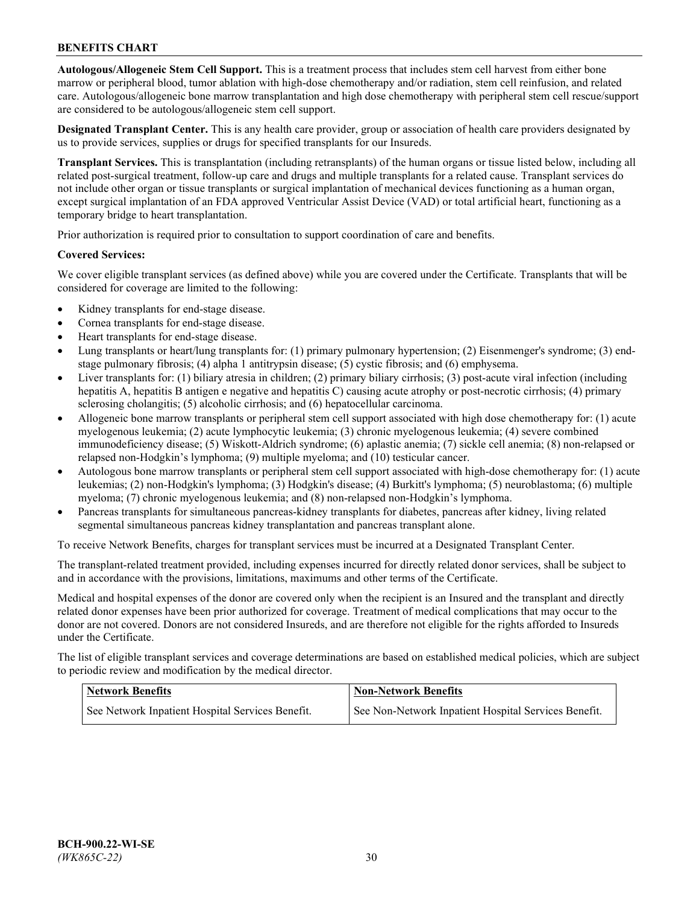**Autologous/Allogeneic Stem Cell Support.** This is a treatment process that includes stem cell harvest from either bone marrow or peripheral blood, tumor ablation with high-dose chemotherapy and/or radiation, stem cell reinfusion, and related care. Autologous/allogeneic bone marrow transplantation and high dose chemotherapy with peripheral stem cell rescue/support are considered to be autologous/allogeneic stem cell support.

**Designated Transplant Center.** This is any health care provider, group or association of health care providers designated by us to provide services, supplies or drugs for specified transplants for our Insureds.

**Transplant Services.** This is transplantation (including retransplants) of the human organs or tissue listed below, including all related post-surgical treatment, follow-up care and drugs and multiple transplants for a related cause. Transplant services do not include other organ or tissue transplants or surgical implantation of mechanical devices functioning as a human organ, except surgical implantation of an FDA approved Ventricular Assist Device (VAD) or total artificial heart, functioning as a temporary bridge to heart transplantation.

Prior authorization is required prior to consultation to support coordination of care and benefits.

**Covered Services:**

We cover eligible transplant services (as defined above) while you are covered under the Certificate. Transplants that will be considered for coverage are limited to the following:

- Kidney transplants for end-stage disease.
- Cornea transplants for end-stage disease.
- Heart transplants for end-stage disease.
- Lung transplants or heart/lung transplants for: (1) primary pulmonary hypertension; (2) Eisenmenger's syndrome; (3) end-stage pulmonary fibrosis; (4) alpha 1 antitrypsin disease; (5) cystic fibrosis; and (6) emphysema.
- Liver transplants for: (1) biliary atresia in children; (2) primary biliary cirrhosis; (3) post-acute viral infection (including hepatitis A, hepatitis B antigen e negative and hepatitis C) causing acute atrophy or post-necrotic cirrhosis; (4) primary sclerosing cholangitis; (5) alcoholic cirrhosis; and (6) hepatocellular carcinoma.
- Allogeneic bone marrow transplants or peripheral stem cell support associated with high dose chemotherapy for: (1) acute myelogenous leukemia; (2) acute lymphocytic leukemia; (3) chronic myelogenous leukemia; (4) severe combined immunodeficiency disease; (5) Wiskott-Aldrich syndrome; (6) aplastic anemia; (7) sickle cell anemia; (8) non-relapsed or relapsed non-Hodgkin's lymphoma; (9) multiple myeloma; and (10) testicular cancer.
- Autologous bone marrow transplants or peripheral stem cell support associated with high-dose chemotherapy for: (1) acute leukemias; (2) non-Hodgkin's lymphoma; (3) Hodgkin's disease; (4) Burkitt's lymphoma; (5) neuroblastoma; (6) multiple myeloma; (7) chronic myelogenous leukemia; and (8) non-relapsed non-Hodgkin's lymphoma.
- Pancreas transplants for simultaneous pancreas-kidney transplants for diabetes, pancreas after kidney, living related segmental simultaneous pancreas kidney transplantation and pancreas transplant alone.

To receive Network Benefits, charges for transplant services must be incurred at a Designated Transplant Center.

The transplant-related treatment provided, including expenses incurred for directly related donor services, shall be subject to and in accordance with the provisions, limitations, maximums and other terms of the Certificate.

Medical and hospital expenses of the donor are covered only when the recipient is an Insured and the transplant and directly related donor expenses have been prior authorized for coverage. Treatment of medical complications that may occur to the donor are not covered. Donors are not considered Insureds, and are therefore not eligible for the rights afforded to Insureds under the Certificate.

The list of eligible transplant services and coverage determinations are based on established medical policies, which are subject to periodic review and modification by the medical director.

| Network Benefits | Non-Network Benefits |
|---|---|
| See Network Inpatient Hospital Services Benefit. | See Non-Network Inpatient Hospital Services Benefit. |

BCH-900.22-WI-SE
*(WK865C-22)*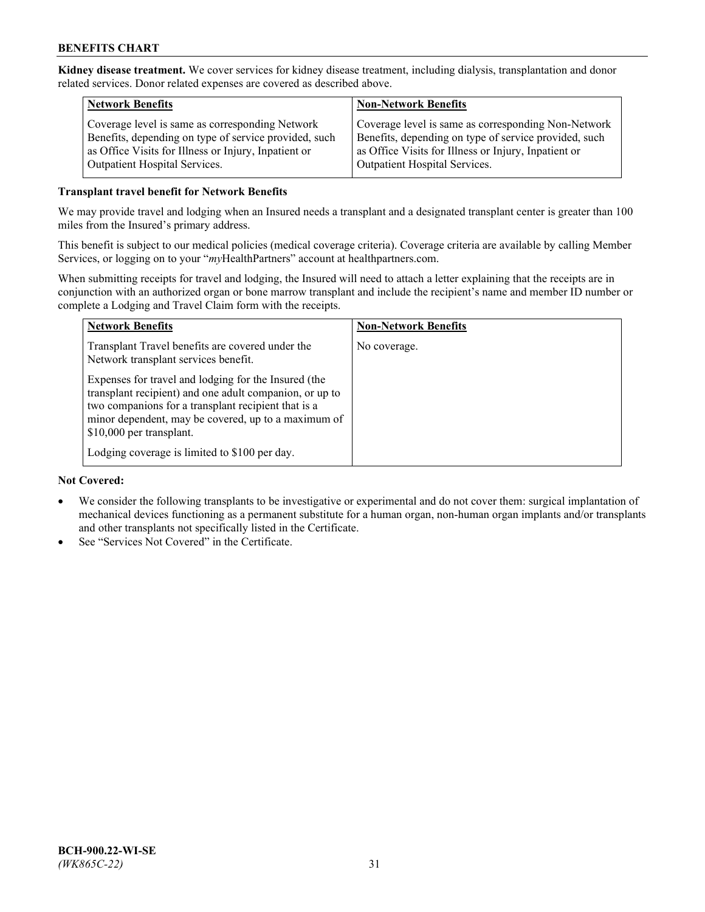**Kidney disease treatment.** We cover services for kidney disease treatment, including dialysis, transplantation and donor related services. Donor related expenses are covered as described above.

| Network Benefits | Non-Network Benefits |
|---|---|
| Coverage level is same as corresponding Network Benefits, depending on type of service provided, such as Office Visits for Illness or Injury, Inpatient or Outpatient Hospital Services. | Coverage level is same as corresponding Non-Network Benefits, depending on type of service provided, such as Office Visits for Illness or Injury, Inpatient or Outpatient Hospital Services. |

**Transplant travel benefit for Network Benefits**

We may provide travel and lodging when an Insured needs a transplant and a designated transplant center is greater than 100 miles from the Insured's primary address.

This benefit is subject to our medical policies (medical coverage criteria). Coverage criteria are available by calling Member Services, or logging on to your "*my*HealthPartners" account at healthpartners.com.

When submitting receipts for travel and lodging, the Insured will need to attach a letter explaining that the receipts are in conjunction with an authorized organ or bone marrow transplant and include the recipient's name and member ID number or complete a Lodging and Travel Claim form with the receipts.

| Network Benefits | Non-Network Benefits |
|---|---|
| Transplant Travel benefits are covered under the Network transplant services benefit.<br><br>Expenses for travel and lodging for the Insured (the transplant recipient) and one adult companion, or up to two companions for a transplant recipient that is a minor dependent, may be covered, up to a maximum of $10,000 per transplant.<br><br>Lodging coverage is limited to $100 per day. | No coverage. |

**Not Covered:**

- We consider the following transplants to be investigative or experimental and do not cover them: surgical implantation of mechanical devices functioning as a permanent substitute for a human organ, non-human organ implants and/or transplants and other transplants not specifically listed in the Certificate.
- See "Services Not Covered" in the Certificate.